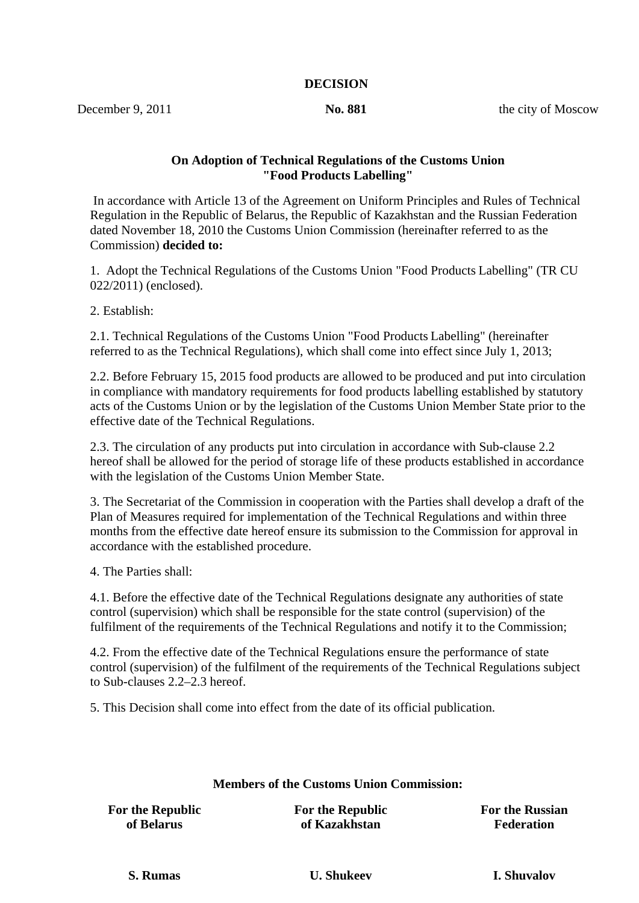**DECISION**

December 9, 2011 **No. 881** the city of Moscow

**On Adoption of Technical Regulations of the Customs Union "Food Products Labelling"**

In accordance with Article 13 of the Agreement on Uniform Principles and Rules of Technical Regulation in the Republic of Belarus, the Republic of Kazakhstan and the Russian Federation dated November 18, 2010 the Customs Union Commission (hereinafter referred to as the Commission) **decided to:**

1. Adopt the Technical Regulations of the Customs Union "Food Products Labelling" (TR CU 022/2011) (enclosed).

2. Establish:

2.1. Technical Regulations of the Customs Union "Food Products Labelling" (hereinafter referred to as the Technical Regulations), which shall come into effect since July 1, 2013;

2.2. Before February 15, 2015 food products are allowed to be produced and put into circulation in compliance with mandatory requirements for food products labelling established by statutory acts of the Customs Union or by the legislation of the Customs Union Member State prior to the effective date of the Technical Regulations.

2.3. The circulation of any products put into circulation in accordance with Sub-clause 2.2 hereof shall be allowed for the period of storage life of these products established in accordance with the legislation of the Customs Union Member State.

3. The Secretariat of the Commission in cooperation with the Parties shall develop a draft of the Plan of Measures required for implementation of the Technical Regulations and within three months from the effective date hereof ensure its submission to the Commission for approval in accordance with the established procedure.

4. The Parties shall:

4.1. Before the effective date of the Technical Regulations designate any authorities of state control (supervision) which shall be responsible for the state control (supervision) of the fulfilment of the requirements of the Technical Regulations and notify it to the Commission;

4.2. From the effective date of the Technical Regulations ensure the performance of state control (supervision) of the fulfilment of the requirements of the Technical Regulations subject to Sub-clauses 2.2–2.3 hereof.

5. This Decision shall come into effect from the date of its official publication.

**Members of the Customs Union Commission:**

| For the Republic of Belarus | For the Republic of Kazakhstan | For the Russian Federation |
|---|---|---|
| **S. Rumas** | **U. Shukeev** | **I. Shuvalov** |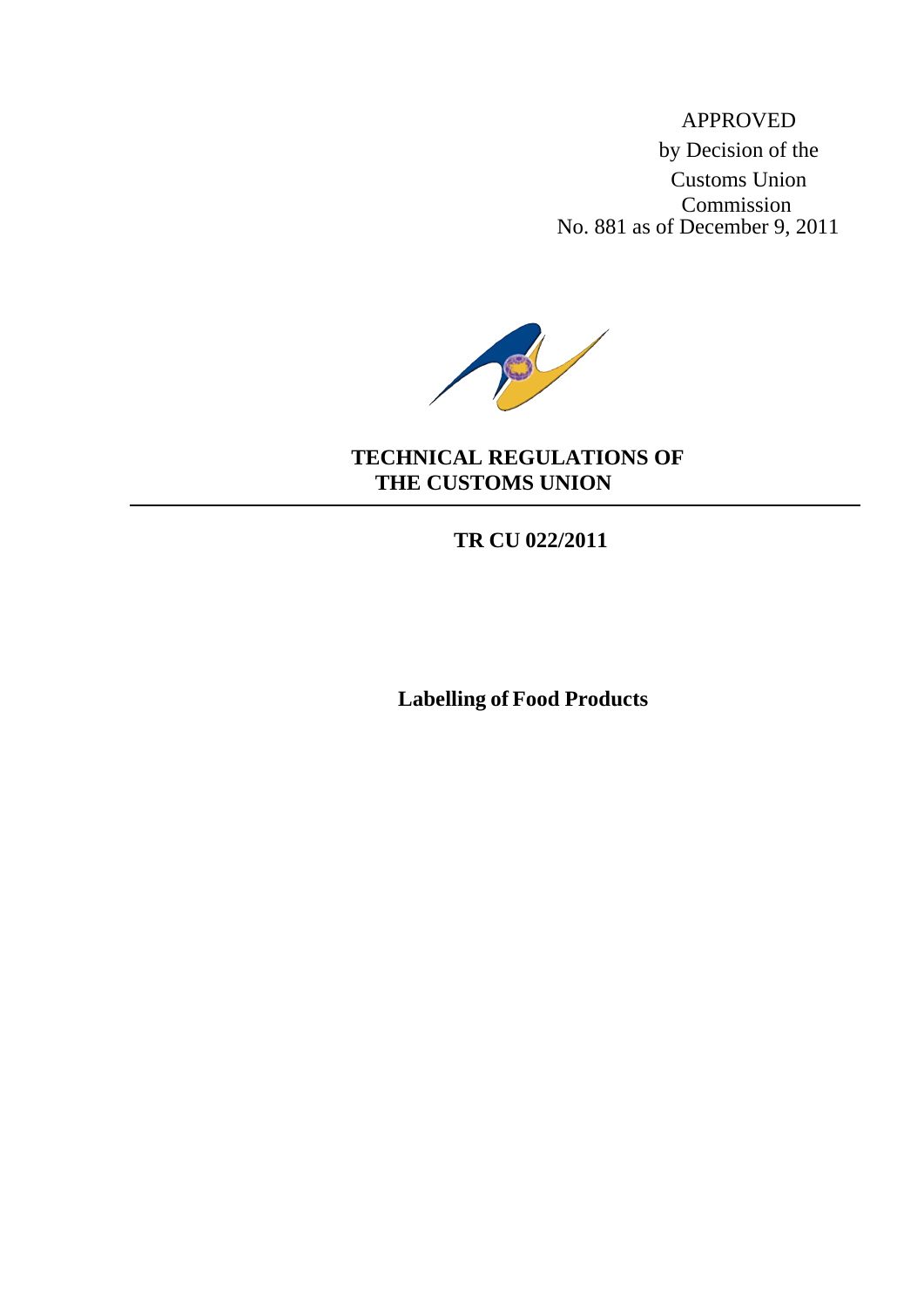APPROVED
by Decision of the
Customs Union
Commission
No. 881 as of December 9, 2011

# TECHNICAL REGULATIONS OF THE CUSTOMS UNION

## TR CU 022/2011

## Labelling of Food Products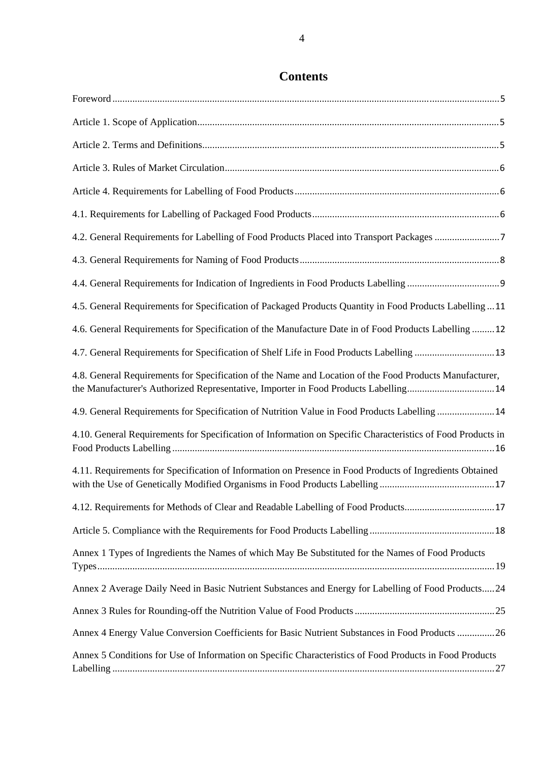# Contents

Foreword ........ 5

Article 1. Scope of Application ........ 5

Article 2. Terms and Definitions ........ 5

Article 3. Rules of Market Circulation ........ 6

Article 4. Requirements for Labelling of Food Products ........ 6

4.1. Requirements for Labelling of Packaged Food Products ........ 6

4.2. General Requirements for Labelling of Food Products Placed into Transport Packages ........ 7

4.3. General Requirements for Naming of Food Products ........ 8

4.4. General Requirements for Indication of Ingredients in Food Products Labelling ........ 9

4.5. General Requirements for Specification of Packaged Products Quantity in Food Products Labelling ... 11

4.6. General Requirements for Specification of the Manufacture Date in of Food Products Labelling ........ 12

4.7. General Requirements for Specification of Shelf Life in Food Products Labelling ........ 13

4.8. General Requirements for Specification of the Name and Location of the Food Products Manufacturer, the Manufacturer's Authorized Representative, Importer in Food Products Labelling ........ 14

4.9. General Requirements for Specification of Nutrition Value in Food Products Labelling ........ 14

4.10. General Requirements for Specification of Information on Specific Characteristics of Food Products in Food Products Labelling ........ 16

4.11. Requirements for Specification of Information on Presence in Food Products of Ingredients Obtained with the Use of Genetically Modified Organisms in Food Products Labelling ........ 17

4.12. Requirements for Methods of Clear and Readable Labelling of Food Products ........ 17

Article 5. Compliance with the Requirements for Food Products Labelling ........ 18

Annex 1 Types of Ingredients the Names of which May Be Substituted for the Names of Food Products Types ........ 19

Annex 2 Average Daily Need in Basic Nutrient Substances and Energy for Labelling of Food Products ..... 24

Annex 3 Rules for Rounding-off the Nutrition Value of Food Products ........ 25

Annex 4 Energy Value Conversion Coefficients for Basic Nutrient Substances in Food Products ........ 26

Annex 5 Conditions for Use of Information on Specific Characteristics of Food Products in Food Products Labelling ........ 27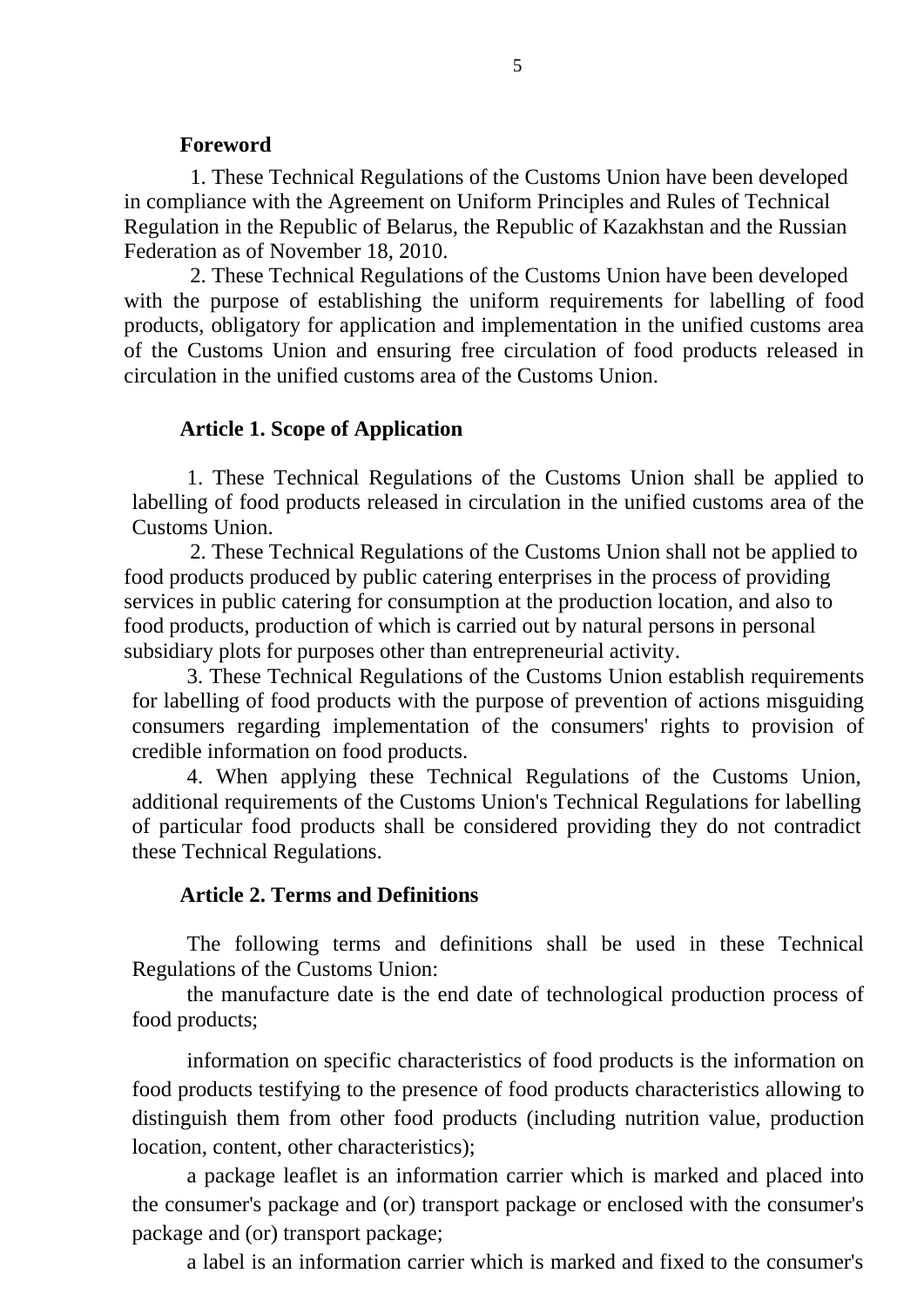**Foreword**

1. These Technical Regulations of the Customs Union have been developed in compliance with the Agreement on Uniform Principles and Rules of Technical Regulation in the Republic of Belarus, the Republic of Kazakhstan and the Russian Federation as of November 18, 2010.

2. These Technical Regulations of the Customs Union have been developed with the purpose of establishing the uniform requirements for labelling of food products, obligatory for application and implementation in the unified customs area of the Customs Union and ensuring free circulation of food products released in circulation in the unified customs area of the Customs Union.

**Article 1. Scope of Application**

1. These Technical Regulations of the Customs Union shall be applied to labelling of food products released in circulation in the unified customs area of the Customs Union.

2. These Technical Regulations of the Customs Union shall not be applied to food products produced by public catering enterprises in the process of providing services in public catering for consumption at the production location, and also to food products, production of which is carried out by natural persons in personal subsidiary plots for purposes other than entrepreneurial activity.

3. These Technical Regulations of the Customs Union establish requirements for labelling of food products with the purpose of prevention of actions misguiding consumers regarding implementation of the consumers' rights to provision of credible information on food products.

4. When applying these Technical Regulations of the Customs Union, additional requirements of the Customs Union's Technical Regulations for labelling of particular food products shall be considered providing they do not contradict these Technical Regulations.

**Article 2. Terms and Definitions**

The following terms and definitions shall be used in these Technical Regulations of the Customs Union:

the manufacture date is the end date of technological production process of food products;

information on specific characteristics of food products is the information on food products testifying to the presence of food products characteristics allowing to distinguish them from other food products (including nutrition value, production location, content, other characteristics);

a package leaflet is an information carrier which is marked and placed into the consumer's package and (or) transport package or enclosed with the consumer's package and (or) transport package;

a label is an information carrier which is marked and fixed to the consumer's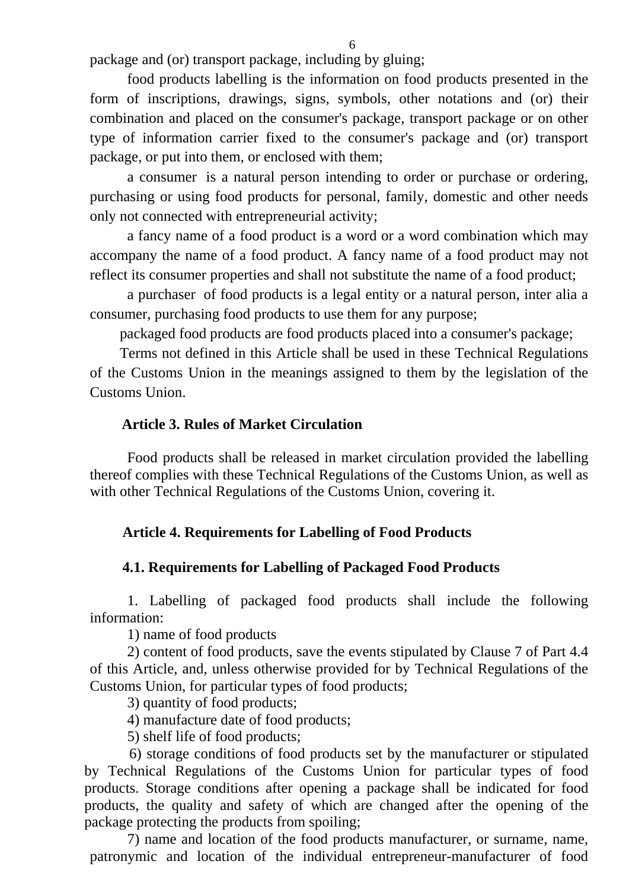package and (or) transport package, including by gluing;

food products labelling is the information on food products presented in the form of inscriptions, drawings, signs, symbols, other notations and (or) their combination and placed on the consumer's package, transport package or on other type of information carrier fixed to the consumer's package and (or) transport package, or put into them, or enclosed with them;

a consumer is a natural person intending to order or purchase or ordering, purchasing or using food products for personal, family, domestic and other needs only not connected with entrepreneurial activity;

a fancy name of a food product is a word or a word combination which may accompany the name of a food product. A fancy name of a food product may not reflect its consumer properties and shall not substitute the name of a food product;

a purchaser of food products is a legal entity or a natural person, inter alia a consumer, purchasing food products to use them for any purpose;

packaged food products are food products placed into a consumer's package;

Terms not defined in this Article shall be used in these Technical Regulations of the Customs Union in the meanings assigned to them by the legislation of the Customs Union.

**Article 3. Rules of Market Circulation**

Food products shall be released in market circulation provided the labelling thereof complies with these Technical Regulations of the Customs Union, as well as with other Technical Regulations of the Customs Union, covering it.

**Article 4. Requirements for Labelling of Food Products**

**4.1. Requirements for Labelling of Packaged Food Products**

1. Labelling of packaged food products shall include the following information:

1) name of food products

2) content of food products, save the events stipulated by Clause 7 of Part 4.4 of this Article, and, unless otherwise provided for by Technical Regulations of the Customs Union, for particular types of food products;

3) quantity of food products;

4) manufacture date of food products;

5) shelf life of food products;

6) storage conditions of food products set by the manufacturer or stipulated by Technical Regulations of the Customs Union for particular types of food products. Storage conditions after opening a package shall be indicated for food products, the quality and safety of which are changed after the opening of the package protecting the products from spoiling;

7) name and location of the food products manufacturer, or surname, name, patronymic and location of the individual entrepreneur-manufacturer of food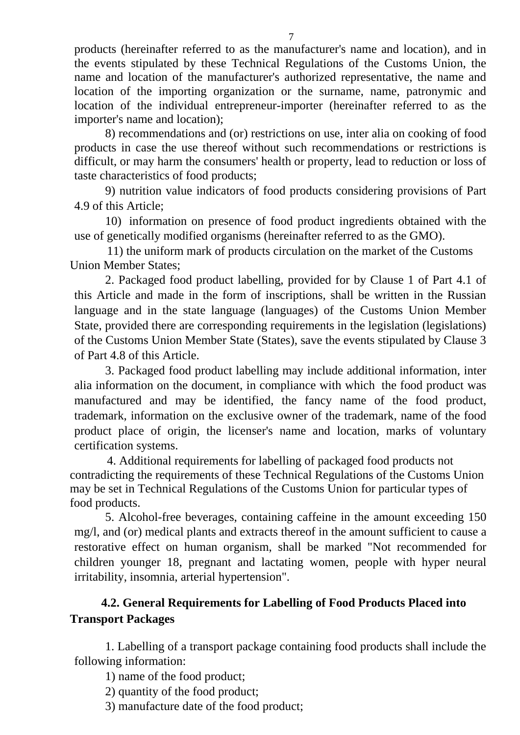products (hereinafter referred to as the manufacturer's name and location), and in the events stipulated by these Technical Regulations of the Customs Union, the name and location of the manufacturer's authorized representative, the name and location of the importing organization or the surname, name, patronymic and location of the individual entrepreneur-importer (hereinafter referred to as the importer's name and location);

8) recommendations and (or) restrictions on use, inter alia on cooking of food products in case the use thereof without such recommendations or restrictions is difficult, or may harm the consumers' health or property, lead to reduction or loss of taste characteristics of food products;

9) nutrition value indicators of food products considering provisions of Part 4.9 of this Article;

10) information on presence of food product ingredients obtained with the use of genetically modified organisms (hereinafter referred to as the GMO).

11) the uniform mark of products circulation on the market of the Customs Union Member States;

2. Packaged food product labelling, provided for by Clause 1 of Part 4.1 of this Article and made in the form of inscriptions, shall be written in the Russian language and in the state language (languages) of the Customs Union Member State, provided there are corresponding requirements in the legislation (legislations) of the Customs Union Member State (States), save the events stipulated by Clause 3 of Part 4.8 of this Article.

3. Packaged food product labelling may include additional information, inter alia information on the document, in compliance with which the food product was manufactured and may be identified, the fancy name of the food product, trademark, information on the exclusive owner of the trademark, name of the food product place of origin, the licenser's name and location, marks of voluntary certification systems.

4. Additional requirements for labelling of packaged food products not contradicting the requirements of these Technical Regulations of the Customs Union may be set in Technical Regulations of the Customs Union for particular types of food products.

5. Alcohol-free beverages, containing caffeine in the amount exceeding 150 mg/l, and (or) medical plants and extracts thereof in the amount sufficient to cause a restorative effect on human organism, shall be marked "Not recommended for children younger 18, pregnant and lactating women, people with hyper neural irritability, insomnia, arterial hypertension".

### 4.2. General Requirements for Labelling of Food Products Placed into Transport Packages

1. Labelling of a transport package containing food products shall include the following information:

1) name of the food product;

2) quantity of the food product;

3) manufacture date of the food product;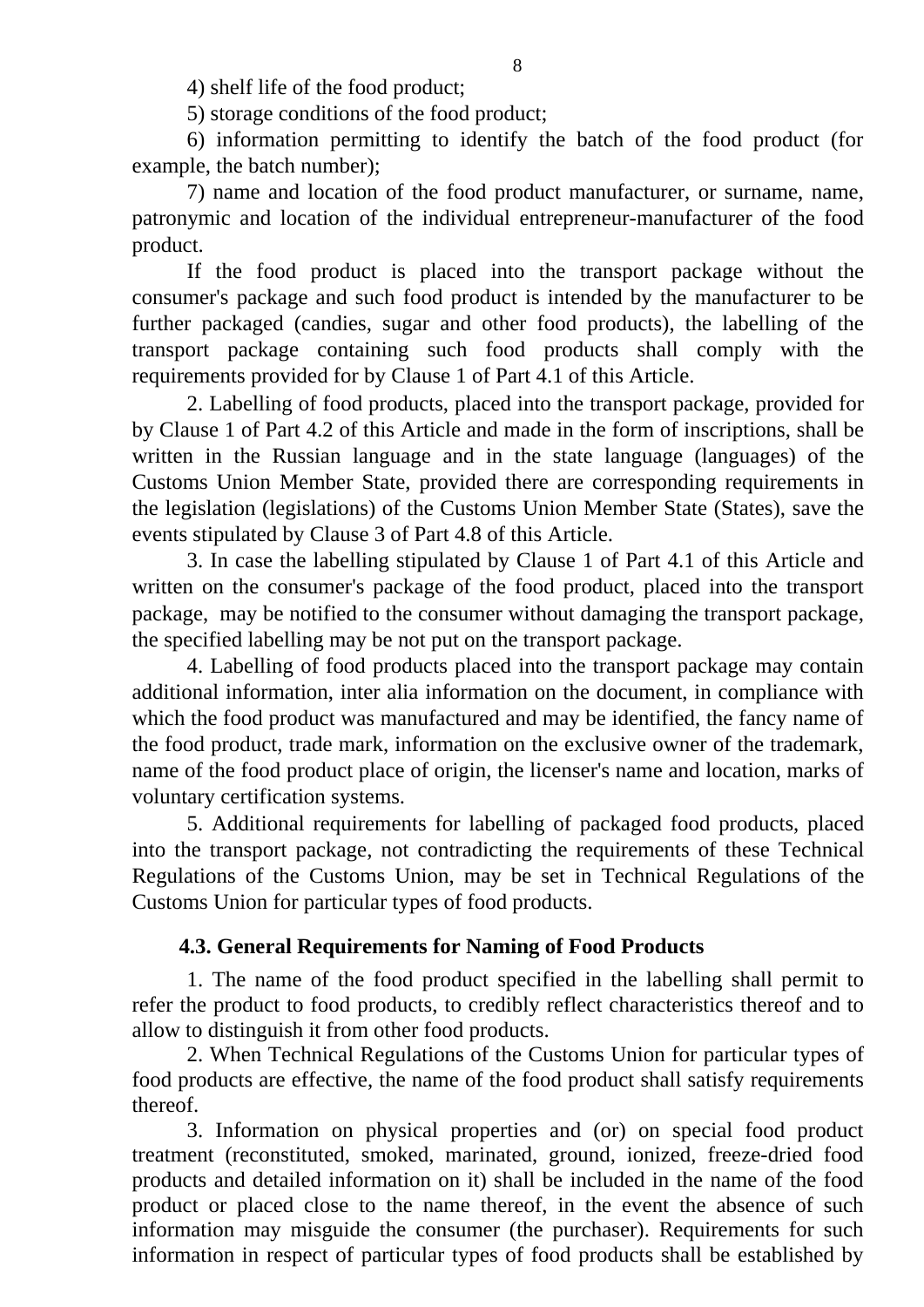4) shelf life of the food product;

5) storage conditions of the food product;

6) information permitting to identify the batch of the food product (for example, the batch number);

7) name and location of the food product manufacturer, or surname, name, patronymic and location of the individual entrepreneur-manufacturer of the food product.

If the food product is placed into the transport package without the consumer's package and such food product is intended by the manufacturer to be further packaged (candies, sugar and other food products), the labelling of the transport package containing such food products shall comply with the requirements provided for by Clause 1 of Part 4.1 of this Article.

2. Labelling of food products, placed into the transport package, provided for by Clause 1 of Part 4.2 of this Article and made in the form of inscriptions, shall be written in the Russian language and in the state language (languages) of the Customs Union Member State, provided there are corresponding requirements in the legislation (legislations) of the Customs Union Member State (States), save the events stipulated by Clause 3 of Part 4.8 of this Article.

3. In case the labelling stipulated by Clause 1 of Part 4.1 of this Article and written on the consumer's package of the food product, placed into the transport package, may be notified to the consumer without damaging the transport package, the specified labelling may be not put on the transport package.

4. Labelling of food products placed into the transport package may contain additional information, inter alia information on the document, in compliance with which the food product was manufactured and may be identified, the fancy name of the food product, trade mark, information on the exclusive owner of the trademark, name of the food product place of origin, the licenser's name and location, marks of voluntary certification systems.

5. Additional requirements for labelling of packaged food products, placed into the transport package, not contradicting the requirements of these Technical Regulations of the Customs Union, may be set in Technical Regulations of the Customs Union for particular types of food products.

### 4.3. General Requirements for Naming of Food Products

1. The name of the food product specified in the labelling shall permit to refer the product to food products, to credibly reflect characteristics thereof and to allow to distinguish it from other food products.

2. When Technical Regulations of the Customs Union for particular types of food products are effective, the name of the food product shall satisfy requirements thereof.

3. Information on physical properties and (or) on special food product treatment (reconstituted, smoked, marinated, ground, ionized, freeze-dried food products and detailed information on it) shall be included in the name of the food product or placed close to the name thereof, in the event the absence of such information may misguide the consumer (the purchaser). Requirements for such information in respect of particular types of food products shall be established by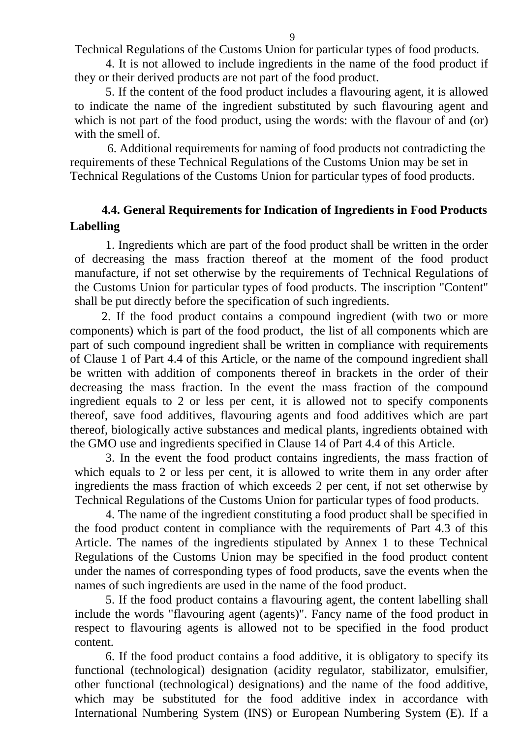Technical Regulations of the Customs Union for particular types of food products.

4. It is not allowed to include ingredients in the name of the food product if they or their derived products are not part of the food product.

5. If the content of the food product includes a flavouring agent, it is allowed to indicate the name of the ingredient substituted by such flavouring agent and which is not part of the food product, using the words: with the flavour of and (or) with the smell of.

6. Additional requirements for naming of food products not contradicting the requirements of these Technical Regulations of the Customs Union may be set in Technical Regulations of the Customs Union for particular types of food products.

**4.4. General Requirements for Indication of Ingredients in Food Products Labelling**

1. Ingredients which are part of the food product shall be written in the order of decreasing the mass fraction thereof at the moment of the food product manufacture, if not set otherwise by the requirements of Technical Regulations of the Customs Union for particular types of food products. The inscription "Content" shall be put directly before the specification of such ingredients.

2. If the food product contains a compound ingredient (with two or more components) which is part of the food product, the list of all components which are part of such compound ingredient shall be written in compliance with requirements of Clause 1 of Part 4.4 of this Article, or the name of the compound ingredient shall be written with addition of components thereof in brackets in the order of their decreasing the mass fraction. In the event the mass fraction of the compound ingredient equals to 2 or less per cent, it is allowed not to specify components thereof, save food additives, flavouring agents and food additives which are part thereof, biologically active substances and medical plants, ingredients obtained with the GMO use and ingredients specified in Clause 14 of Part 4.4 of this Article.

3. In the event the food product contains ingredients, the mass fraction of which equals to 2 or less per cent, it is allowed to write them in any order after ingredients the mass fraction of which exceeds 2 per cent, if not set otherwise by Technical Regulations of the Customs Union for particular types of food products.

4. The name of the ingredient constituting a food product shall be specified in the food product content in compliance with the requirements of Part 4.3 of this Article. The names of the ingredients stipulated by Annex 1 to these Technical Regulations of the Customs Union may be specified in the food product content under the names of corresponding types of food products, save the events when the names of such ingredients are used in the name of the food product.

5. If the food product contains a flavouring agent, the content labelling shall include the words "flavouring agent (agents)". Fancy name of the food product in respect to flavouring agents is allowed not to be specified in the food product content.

6. If the food product contains a food additive, it is obligatory to specify its functional (technological) designation (acidity regulator, stabilizator, emulsifier, other functional (technological) designations) and the name of the food additive, which may be substituted for the food additive index in accordance with International Numbering System (INS) or European Numbering System (E). If a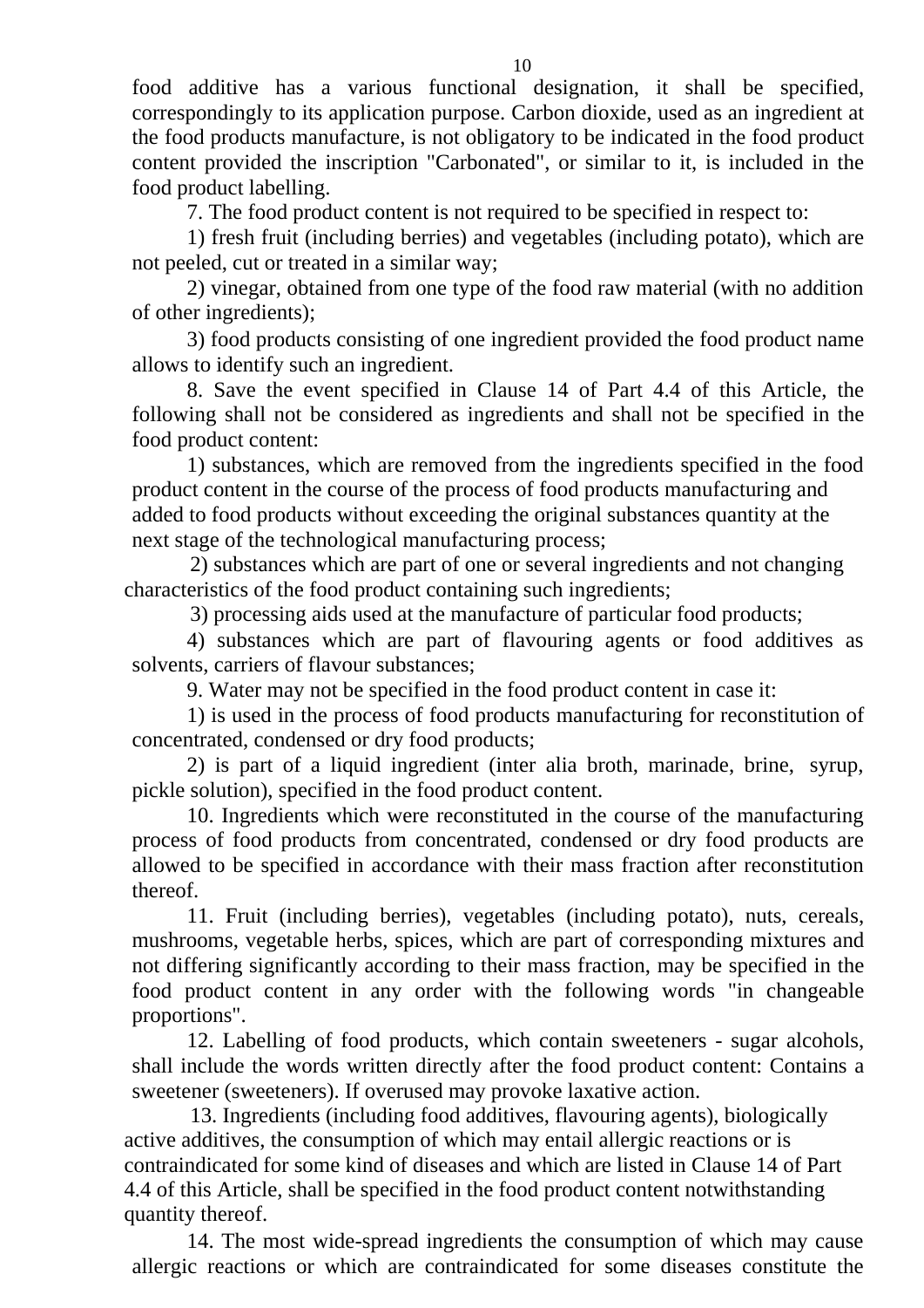food additive has a various functional designation, it shall be specified, correspondingly to its application purpose. Carbon dioxide, used as an ingredient at the food products manufacture, is not obligatory to be indicated in the food product content provided the inscription "Carbonated", or similar to it, is included in the food product labelling.

7. The food product content is not required to be specified in respect to:

1) fresh fruit (including berries) and vegetables (including potato), which are not peeled, cut or treated in a similar way;

2) vinegar, obtained from one type of the food raw material (with no addition of other ingredients);

3) food products consisting of one ingredient provided the food product name allows to identify such an ingredient.

8. Save the event specified in Clause 14 of Part 4.4 of this Article, the following shall not be considered as ingredients and shall not be specified in the food product content:

1) substances, which are removed from the ingredients specified in the food product content in the course of the process of food products manufacturing and added to food products without exceeding the original substances quantity at the next stage of the technological manufacturing process;

2) substances which are part of one or several ingredients and not changing characteristics of the food product containing such ingredients;

3) processing aids used at the manufacture of particular food products;

4) substances which are part of flavouring agents or food additives as solvents, carriers of flavour substances;

9. Water may not be specified in the food product content in case it:

1) is used in the process of food products manufacturing for reconstitution of concentrated, condensed or dry food products;

2) is part of a liquid ingredient (inter alia broth, marinade, brine, syrup, pickle solution), specified in the food product content.

10. Ingredients which were reconstituted in the course of the manufacturing process of food products from concentrated, condensed or dry food products are allowed to be specified in accordance with their mass fraction after reconstitution thereof.

11. Fruit (including berries), vegetables (including potato), nuts, cereals, mushrooms, vegetable herbs, spices, which are part of corresponding mixtures and not differing significantly according to their mass fraction, may be specified in the food product content in any order with the following words "in changeable proportions".

12. Labelling of food products, which contain sweeteners - sugar alcohols, shall include the words written directly after the food product content: Contains a sweetener (sweeteners). If overused may provoke laxative action.

13. Ingredients (including food additives, flavouring agents), biologically active additives, the consumption of which may entail allergic reactions or is contraindicated for some kind of diseases and which are listed in Clause 14 of Part 4.4 of this Article, shall be specified in the food product content notwithstanding quantity thereof.

14. The most wide-spread ingredients the consumption of which may cause allergic reactions or which are contraindicated for some diseases constitute the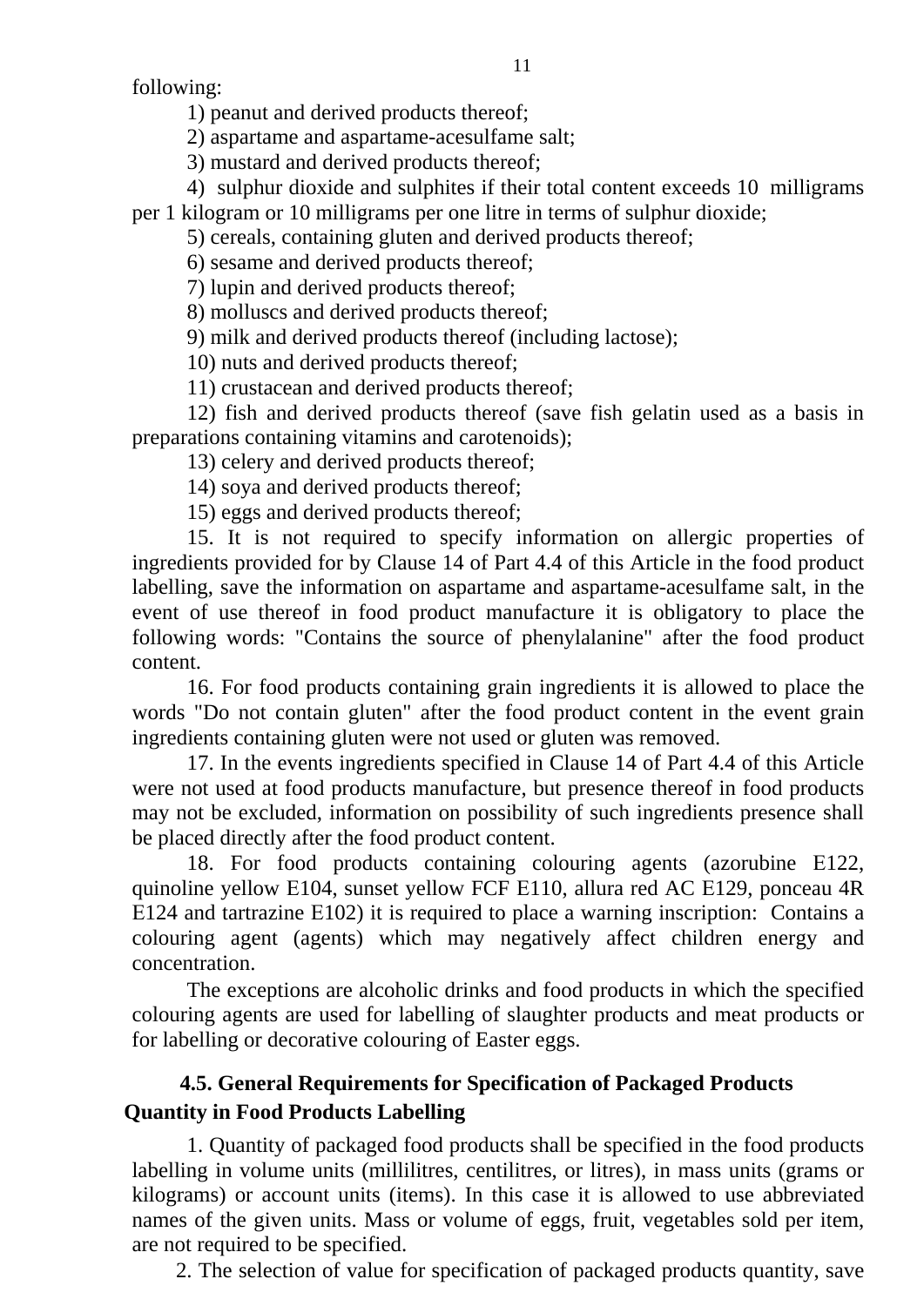following:

1) peanut and derived products thereof;

2) aspartame and aspartame-acesulfame salt;

3) mustard and derived products thereof;

4) sulphur dioxide and sulphites if their total content exceeds 10 milligrams per 1 kilogram or 10 milligrams per one litre in terms of sulphur dioxide;

5) cereals, containing gluten and derived products thereof;

6) sesame and derived products thereof;

7) lupin and derived products thereof;

8) molluscs and derived products thereof;

9) milk and derived products thereof (including lactose);

10) nuts and derived products thereof;

11) crustacean and derived products thereof;

12) fish and derived products thereof (save fish gelatin used as a basis in preparations containing vitamins and carotenoids);

13) celery and derived products thereof;

14) soya and derived products thereof;

15) eggs and derived products thereof;

15. It is not required to specify information on allergic properties of ingredients provided for by Clause 14 of Part 4.4 of this Article in the food product labelling, save the information on aspartame and aspartame-acesulfame salt, in the event of use thereof in food product manufacture it is obligatory to place the following words: "Contains the source of phenylalanine" after the food product content.

16. For food products containing grain ingredients it is allowed to place the words "Do not contain gluten" after the food product content in the event grain ingredients containing gluten were not used or gluten was removed.

17. In the events ingredients specified in Clause 14 of Part 4.4 of this Article were not used at food products manufacture, but presence thereof in food products may not be excluded, information on possibility of such ingredients presence shall be placed directly after the food product content.

18. For food products containing colouring agents (azorubine E122, quinoline yellow E104, sunset yellow FCF E110, allura red AC E129, ponceau 4R E124 and tartrazine E102) it is required to place a warning inscription: Contains a colouring agent (agents) which may negatively affect children energy and concentration.

The exceptions are alcoholic drinks and food products in which the specified colouring agents are used for labelling of slaughter products and meat products or for labelling or decorative colouring of Easter eggs.

### 4.5. General Requirements for Specification of Packaged Products Quantity in Food Products Labelling

1. Quantity of packaged food products shall be specified in the food products labelling in volume units (millilitres, centilitres, or litres), in mass units (grams or kilograms) or account units (items). In this case it is allowed to use abbreviated names of the given units. Mass or volume of eggs, fruit, vegetables sold per item, are not required to be specified.

2. The selection of value for specification of packaged products quantity, save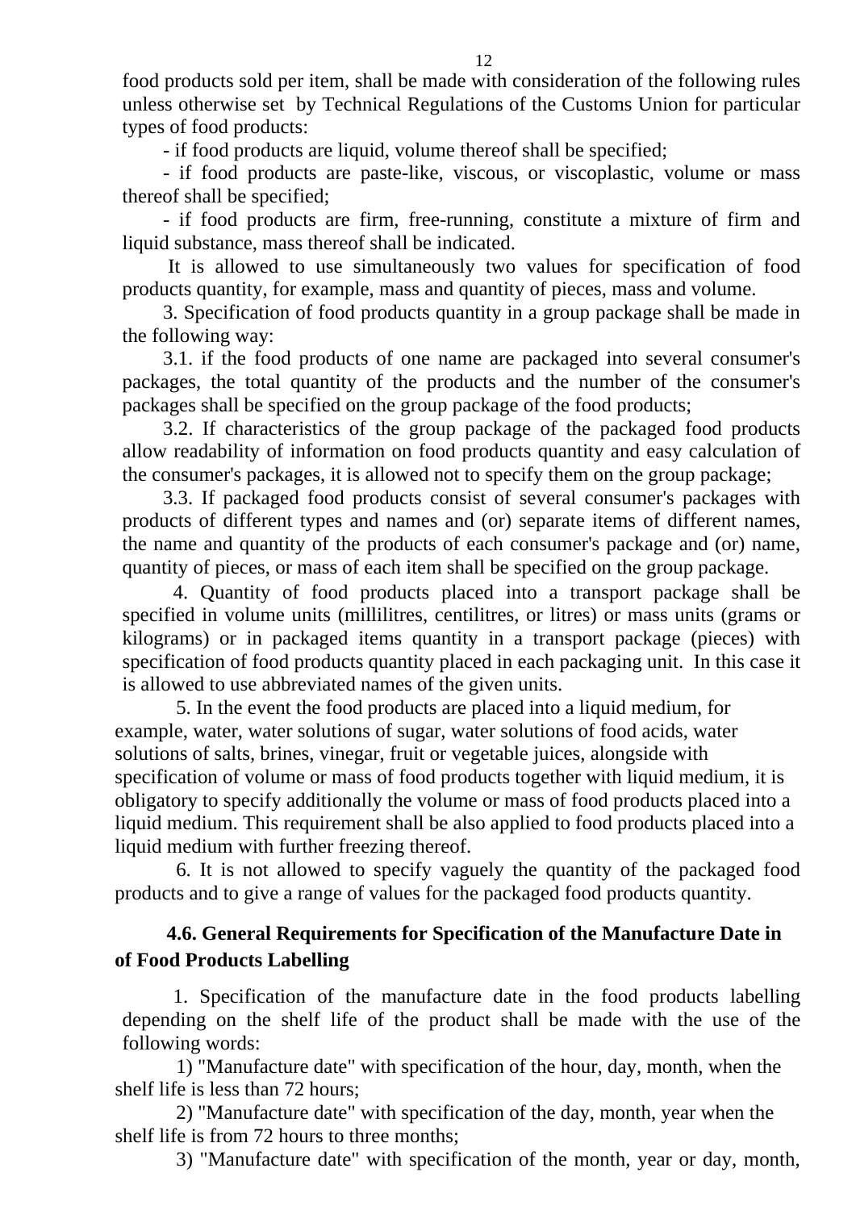food products sold per item, shall be made with consideration of the following rules unless otherwise set by Technical Regulations of the Customs Union for particular types of food products:

- if food products are liquid, volume thereof shall be specified;
- if food products are paste-like, viscous, or viscoplastic, volume or mass thereof shall be specified;
- if food products are firm, free-running, constitute a mixture of firm and liquid substance, mass thereof shall be indicated.

It is allowed to use simultaneously two values for specification of food products quantity, for example, mass and quantity of pieces, mass and volume.

3. Specification of food products quantity in a group package shall be made in the following way:

3.1. if the food products of one name are packaged into several consumer's packages, the total quantity of the products and the number of the consumer's packages shall be specified on the group package of the food products;

3.2. If characteristics of the group package of the packaged food products allow readability of information on food products quantity and easy calculation of the consumer's packages, it is allowed not to specify them on the group package;

3.3. If packaged food products consist of several consumer's packages with products of different types and names and (or) separate items of different names, the name and quantity of the products of each consumer's package and (or) name, quantity of pieces, or mass of each item shall be specified on the group package.

4. Quantity of food products placed into a transport package shall be specified in volume units (millilitres, centilitres, or litres) or mass units (grams or kilograms) or in packaged items quantity in a transport package (pieces) with specification of food products quantity placed in each packaging unit. In this case it is allowed to use abbreviated names of the given units.

5. In the event the food products are placed into a liquid medium, for example, water, water solutions of sugar, water solutions of food acids, water solutions of salts, brines, vinegar, fruit or vegetable juices, alongside with specification of volume or mass of food products together with liquid medium, it is obligatory to specify additionally the volume or mass of food products placed into a liquid medium. This requirement shall be also applied to food products placed into a liquid medium with further freezing thereof.

6. It is not allowed to specify vaguely the quantity of the packaged food products and to give a range of values for the packaged food products quantity.

### 4.6. General Requirements for Specification of the Manufacture Date in of Food Products Labelling

1. Specification of the manufacture date in the food products labelling depending on the shelf life of the product shall be made with the use of the following words:

1) "Manufacture date" with specification of the hour, day, month, when the shelf life is less than 72 hours;

2) "Manufacture date" with specification of the day, month, year when the shelf life is from 72 hours to three months;

3) "Manufacture date" with specification of the month, year or day, month,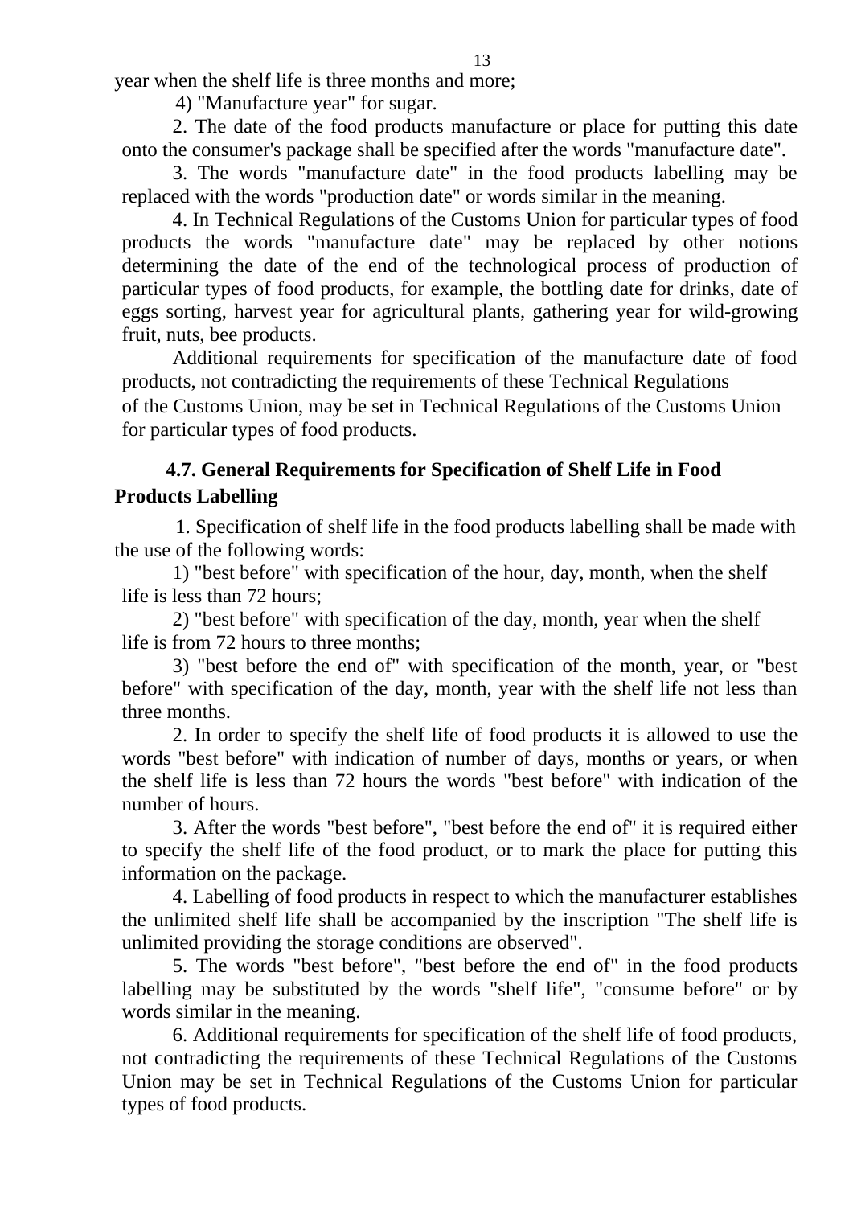year when the shelf life is three months and more;

4) "Manufacture year" for sugar.

2. The date of the food products manufacture or place for putting this date onto the consumer's package shall be specified after the words "manufacture date".

3. The words "manufacture date" in the food products labelling may be replaced with the words "production date" or words similar in the meaning.

4. In Technical Regulations of the Customs Union for particular types of food products the words "manufacture date" may be replaced by other notions determining the date of the end of the technological process of production of particular types of food products, for example, the bottling date for drinks, date of eggs sorting, harvest year for agricultural plants, gathering year for wild-growing fruit, nuts, bee products.

Additional requirements for specification of the manufacture date of food products, not contradicting the requirements of these Technical Regulations of the Customs Union, may be set in Technical Regulations of the Customs Union for particular types of food products.

### 4.7. General Requirements for Specification of Shelf Life in Food Products Labelling

1. Specification of shelf life in the food products labelling shall be made with the use of the following words:

1) "best before" with specification of the hour, day, month, when the shelf life is less than 72 hours;

2) "best before" with specification of the day, month, year when the shelf life is from 72 hours to three months;

3) "best before the end of" with specification of the month, year, or "best before" with specification of the day, month, year with the shelf life not less than three months.

2. In order to specify the shelf life of food products it is allowed to use the words "best before" with indication of number of days, months or years, or when the shelf life is less than 72 hours the words "best before" with indication of the number of hours.

3. After the words "best before", "best before the end of" it is required either to specify the shelf life of the food product, or to mark the place for putting this information on the package.

4. Labelling of food products in respect to which the manufacturer establishes the unlimited shelf life shall be accompanied by the inscription "The shelf life is unlimited providing the storage conditions are observed".

5. The words "best before", "best before the end of" in the food products labelling may be substituted by the words "shelf life", "consume before" or by words similar in the meaning.

6. Additional requirements for specification of the shelf life of food products, not contradicting the requirements of these Technical Regulations of the Customs Union may be set in Technical Regulations of the Customs Union for particular types of food products.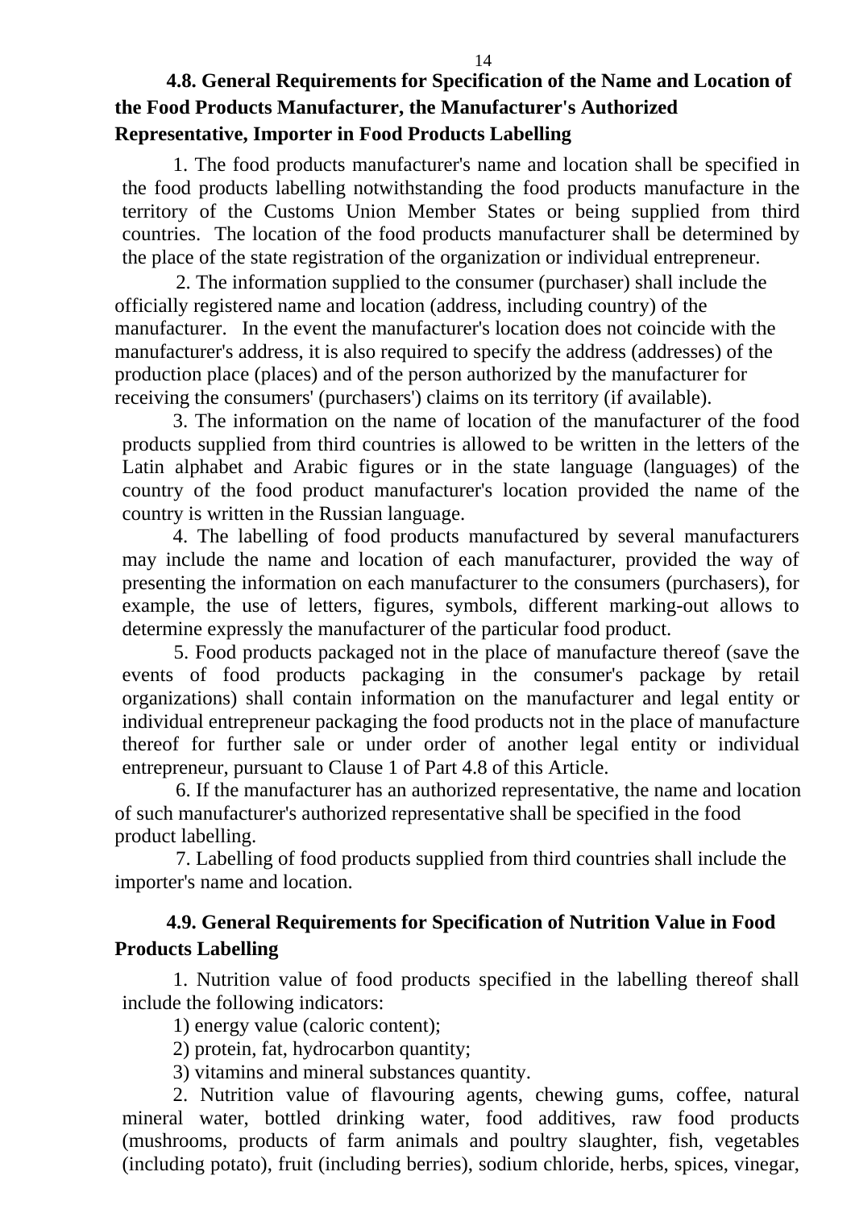### 4.8. General Requirements for Specification of the Name and Location of the Food Products Manufacturer, the Manufacturer's Authorized Representative, Importer in Food Products Labelling

1. The food products manufacturer's name and location shall be specified in the food products labelling notwithstanding the food products manufacture in the territory of the Customs Union Member States or being supplied from third countries. The location of the food products manufacturer shall be determined by the place of the state registration of the organization or individual entrepreneur.

2. The information supplied to the consumer (purchaser) shall include the officially registered name and location (address, including country) of the manufacturer. In the event the manufacturer's location does not coincide with the manufacturer's address, it is also required to specify the address (addresses) of the production place (places) and of the person authorized by the manufacturer for receiving the consumers' (purchasers') claims on its territory (if available).

3. The information on the name of location of the manufacturer of the food products supplied from third countries is allowed to be written in the letters of the Latin alphabet and Arabic figures or in the state language (languages) of the country of the food product manufacturer's location provided the name of the country is written in the Russian language.

4. The labelling of food products manufactured by several manufacturers may include the name and location of each manufacturer, provided the way of presenting the information on each manufacturer to the consumers (purchasers), for example, the use of letters, figures, symbols, different marking-out allows to determine expressly the manufacturer of the particular food product.

5. Food products packaged not in the place of manufacture thereof (save the events of food products packaging in the consumer's package by retail organizations) shall contain information on the manufacturer and legal entity or individual entrepreneur packaging the food products not in the place of manufacture thereof for further sale or under order of another legal entity or individual entrepreneur, pursuant to Clause 1 of Part 4.8 of this Article.

6. If the manufacturer has an authorized representative, the name and location of such manufacturer's authorized representative shall be specified in the food product labelling.

7. Labelling of food products supplied from third countries shall include the importer's name and location.

### 4.9. General Requirements for Specification of Nutrition Value in Food Products Labelling

1. Nutrition value of food products specified in the labelling thereof shall include the following indicators:

1) energy value (caloric content);

2) protein, fat, hydrocarbon quantity;

3) vitamins and mineral substances quantity.

2. Nutrition value of flavouring agents, chewing gums, coffee, natural mineral water, bottled drinking water, food additives, raw food products (mushrooms, products of farm animals and poultry slaughter, fish, vegetables (including potato), fruit (including berries), sodium chloride, herbs, spices, vinegar,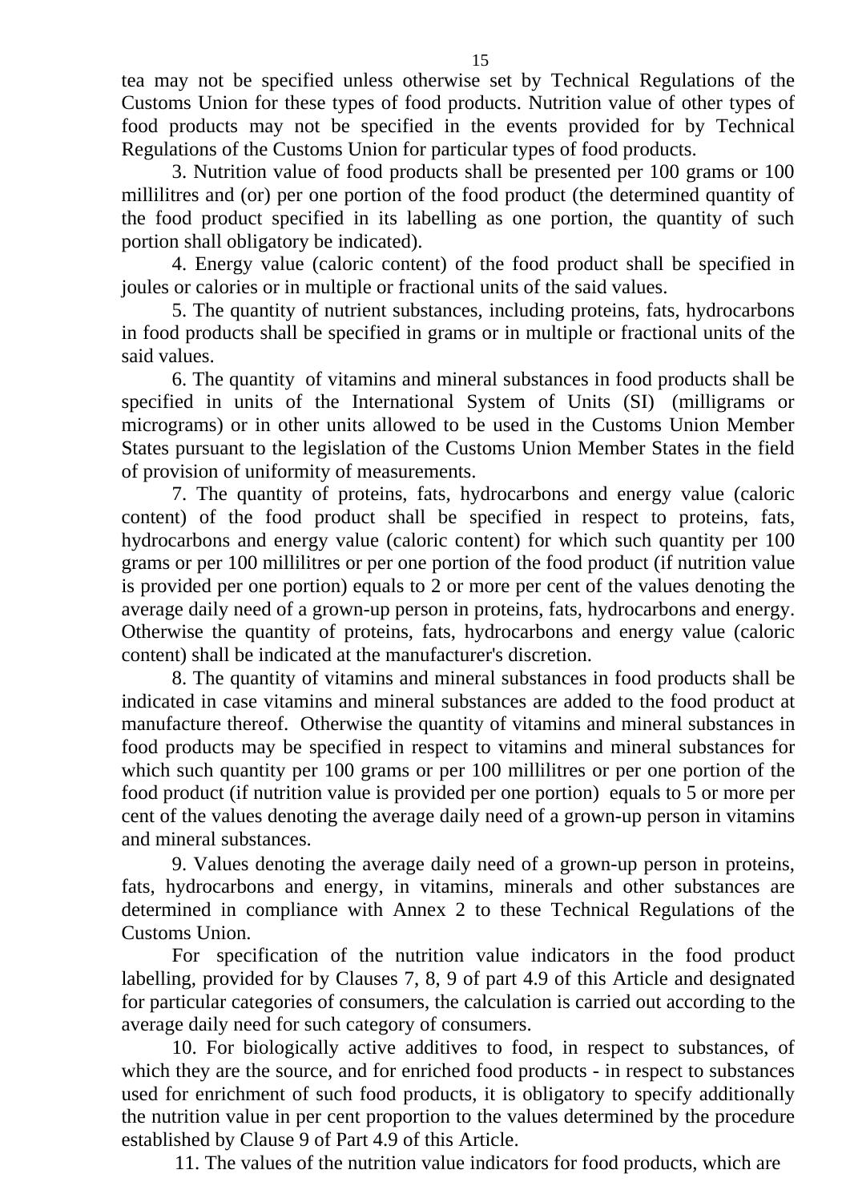tea may not be specified unless otherwise set by Technical Regulations of the Customs Union for these types of food products. Nutrition value of other types of food products may not be specified in the events provided for by Technical Regulations of the Customs Union for particular types of food products.

3. Nutrition value of food products shall be presented per 100 grams or 100 millilitres and (or) per one portion of the food product (the determined quantity of the food product specified in its labelling as one portion, the quantity of such portion shall obligatory be indicated).

4. Energy value (caloric content) of the food product shall be specified in joules or calories or in multiple or fractional units of the said values.

5. The quantity of nutrient substances, including proteins, fats, hydrocarbons in food products shall be specified in grams or in multiple or fractional units of the said values.

6. The quantity of vitamins and mineral substances in food products shall be specified in units of the International System of Units (SI) (milligrams or micrograms) or in other units allowed to be used in the Customs Union Member States pursuant to the legislation of the Customs Union Member States in the field of provision of uniformity of measurements.

7. The quantity of proteins, fats, hydrocarbons and energy value (caloric content) of the food product shall be specified in respect to proteins, fats, hydrocarbons and energy value (caloric content) for which such quantity per 100 grams or per 100 millilitres or per one portion of the food product (if nutrition value is provided per one portion) equals to 2 or more per cent of the values denoting the average daily need of a grown-up person in proteins, fats, hydrocarbons and energy. Otherwise the quantity of proteins, fats, hydrocarbons and energy value (caloric content) shall be indicated at the manufacturer's discretion.

8. The quantity of vitamins and mineral substances in food products shall be indicated in case vitamins and mineral substances are added to the food product at manufacture thereof. Otherwise the quantity of vitamins and mineral substances in food products may be specified in respect to vitamins and mineral substances for which such quantity per 100 grams or per 100 millilitres or per one portion of the food product (if nutrition value is provided per one portion) equals to 5 or more per cent of the values denoting the average daily need of a grown-up person in vitamins and mineral substances.

9. Values denoting the average daily need of a grown-up person in proteins, fats, hydrocarbons and energy, in vitamins, minerals and other substances are determined in compliance with Annex 2 to these Technical Regulations of the Customs Union.

For specification of the nutrition value indicators in the food product labelling, provided for by Clauses 7, 8, 9 of part 4.9 of this Article and designated for particular categories of consumers, the calculation is carried out according to the average daily need for such category of consumers.

10. For biologically active additives to food, in respect to substances, of which they are the source, and for enriched food products - in respect to substances used for enrichment of such food products, it is obligatory to specify additionally the nutrition value in per cent proportion to the values determined by the procedure established by Clause 9 of Part 4.9 of this Article.

11. The values of the nutrition value indicators for food products, which are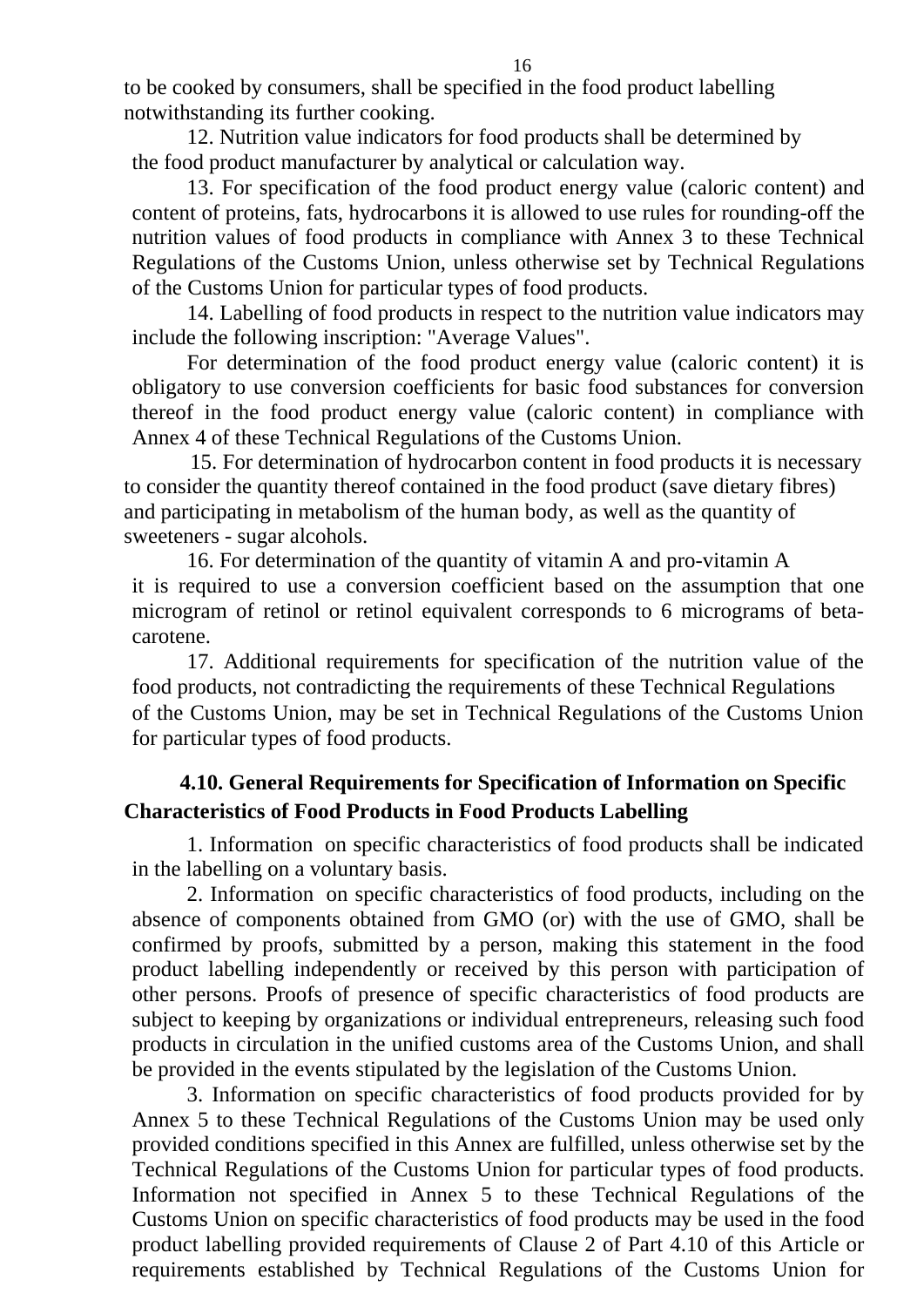to be cooked by consumers, shall be specified in the food product labelling notwithstanding its further cooking.

12. Nutrition value indicators for food products shall be determined by the food product manufacturer by analytical or calculation way.

13. For specification of the food product energy value (caloric content) and content of proteins, fats, hydrocarbons it is allowed to use rules for rounding-off the nutrition values of food products in compliance with Annex 3 to these Technical Regulations of the Customs Union, unless otherwise set by Technical Regulations of the Customs Union for particular types of food products.

14. Labelling of food products in respect to the nutrition value indicators may include the following inscription: "Average Values".

For determination of the food product energy value (caloric content) it is obligatory to use conversion coefficients for basic food substances for conversion thereof in the food product energy value (caloric content) in compliance with Annex 4 of these Technical Regulations of the Customs Union.

15. For determination of hydrocarbon content in food products it is necessary to consider the quantity thereof contained in the food product (save dietary fibres) and participating in metabolism of the human body, as well as the quantity of sweeteners - sugar alcohols.

16. For determination of the quantity of vitamin A and pro-vitamin A it is required to use a conversion coefficient based on the assumption that one microgram of retinol or retinol equivalent corresponds to 6 micrograms of beta-carotene.

17. Additional requirements for specification of the nutrition value of the food products, not contradicting the requirements of these Technical Regulations of the Customs Union, may be set in Technical Regulations of the Customs Union for particular types of food products.

### 4.10. General Requirements for Specification of Information on Specific Characteristics of Food Products in Food Products Labelling

1. Information on specific characteristics of food products shall be indicated in the labelling on a voluntary basis.

2. Information on specific characteristics of food products, including on the absence of components obtained from GMO (or) with the use of GMO, shall be confirmed by proofs, submitted by a person, making this statement in the food product labelling independently or received by this person with participation of other persons. Proofs of presence of specific characteristics of food products are subject to keeping by organizations or individual entrepreneurs, releasing such food products in circulation in the unified customs area of the Customs Union, and shall be provided in the events stipulated by the legislation of the Customs Union.

3. Information on specific characteristics of food products provided for by Annex 5 to these Technical Regulations of the Customs Union may be used only provided conditions specified in this Annex are fulfilled, unless otherwise set by the Technical Regulations of the Customs Union for particular types of food products. Information not specified in Annex 5 to these Technical Regulations of the Customs Union on specific characteristics of food products may be used in the food product labelling provided requirements of Clause 2 of Part 4.10 of this Article or requirements established by Technical Regulations of the Customs Union for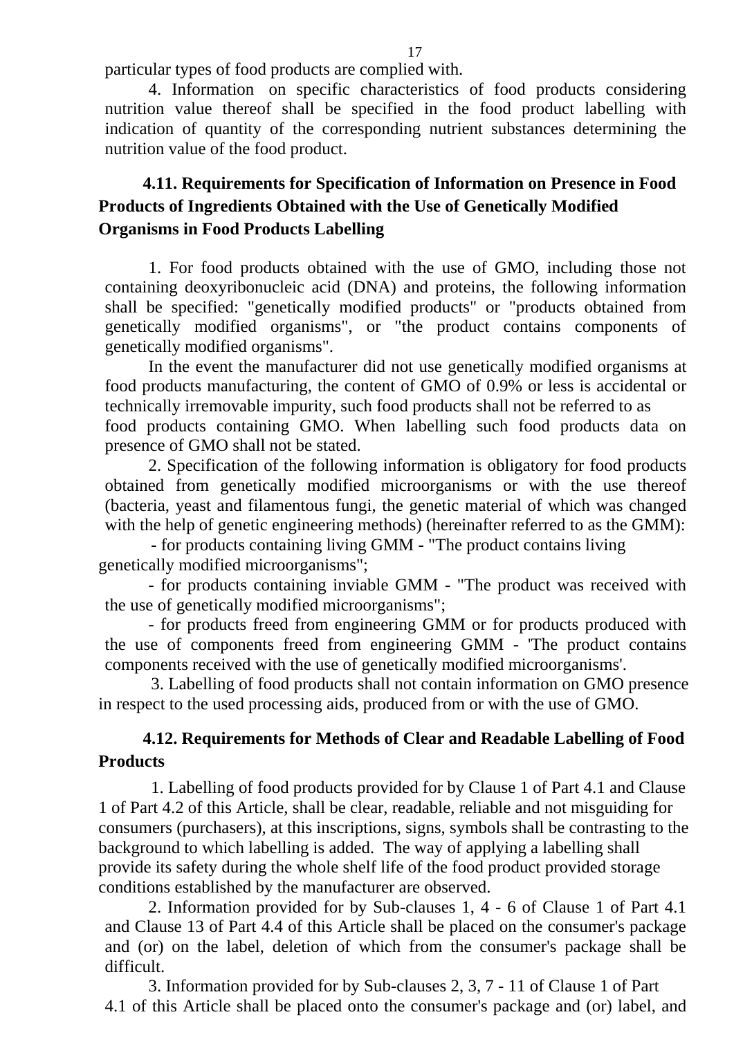particular types of food products are complied with.

4. Information on specific characteristics of food products considering nutrition value thereof shall be specified in the food product labelling with indication of quantity of the corresponding nutrient substances determining the nutrition value of the food product.

### 4.11. Requirements for Specification of Information on Presence in Food Products of Ingredients Obtained with the Use of Genetically Modified Organisms in Food Products Labelling

1. For food products obtained with the use of GMO, including those not containing deoxyribonucleic acid (DNA) and proteins, the following information shall be specified: "genetically modified products" or "products obtained from genetically modified organisms", or "the product contains components of genetically modified organisms".

In the event the manufacturer did not use genetically modified organisms at food products manufacturing, the content of GMO of 0.9% or less is accidental or technically irremovable impurity, such food products shall not be referred to as food products containing GMO. When labelling such food products data on presence of GMO shall not be stated.

2. Specification of the following information is obligatory for food products obtained from genetically modified microorganisms or with the use thereof (bacteria, yeast and filamentous fungi, the genetic material of which was changed with the help of genetic engineering methods) (hereinafter referred to as the GMM):

- for products containing living GMM - "The product contains living genetically modified microorganisms";
- for products containing inviable GMM - "The product was received with the use of genetically modified microorganisms";
- for products freed from engineering GMM or for products produced with the use of components freed from engineering GMM - 'The product contains components received with the use of genetically modified microorganisms'.

3. Labelling of food products shall not contain information on GMO presence in respect to the used processing aids, produced from or with the use of GMO.

### 4.12. Requirements for Methods of Clear and Readable Labelling of Food Products

1. Labelling of food products provided for by Clause 1 of Part 4.1 and Clause 1 of Part 4.2 of this Article, shall be clear, readable, reliable and not misguiding for consumers (purchasers), at this inscriptions, signs, symbols shall be contrasting to the background to which labelling is added. The way of applying a labelling shall provide its safety during the whole shelf life of the food product provided storage conditions established by the manufacturer are observed.

2. Information provided for by Sub-clauses 1, 4 - 6 of Clause 1 of Part 4.1 and Clause 13 of Part 4.4 of this Article shall be placed on the consumer's package and (or) on the label, deletion of which from the consumer's package shall be difficult.

3. Information provided for by Sub-clauses 2, 3, 7 - 11 of Clause 1 of Part 4.1 of this Article shall be placed onto the consumer's package and (or) label, and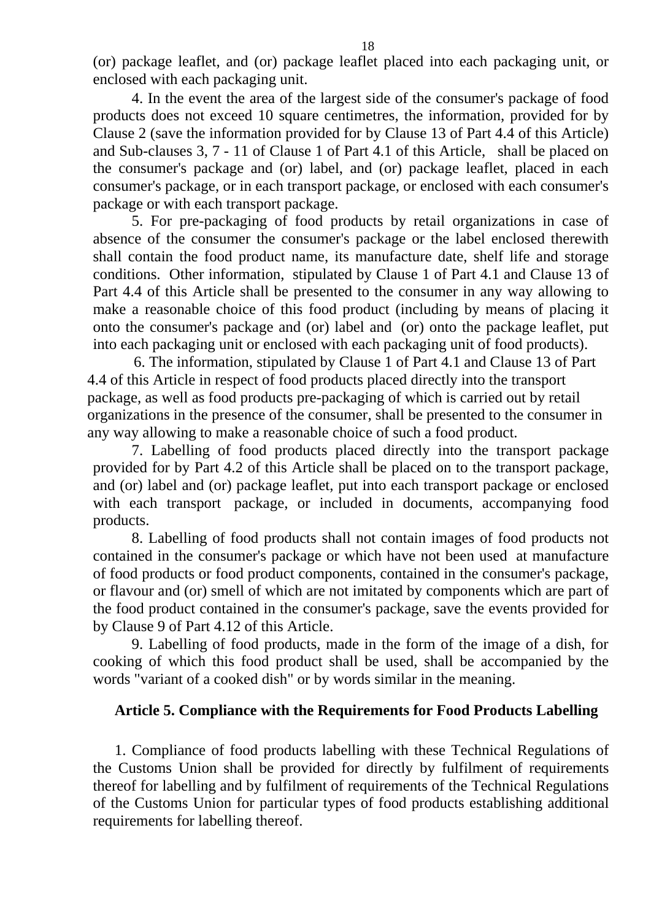(or) package leaflet, and (or) package leaflet placed into each packaging unit, or enclosed with each packaging unit.

4. In the event the area of the largest side of the consumer's package of food products does not exceed 10 square centimetres, the information, provided for by Clause 2 (save the information provided for by Clause 13 of Part 4.4 of this Article) and Sub-clauses 3, 7 - 11 of Clause 1 of Part 4.1 of this Article, shall be placed on the consumer's package and (or) label, and (or) package leaflet, placed in each consumer's package, or in each transport package, or enclosed with each consumer's package or with each transport package.

5. For pre-packaging of food products by retail organizations in case of absence of the consumer the consumer's package or the label enclosed therewith shall contain the food product name, its manufacture date, shelf life and storage conditions. Other information, stipulated by Clause 1 of Part 4.1 and Clause 13 of Part 4.4 of this Article shall be presented to the consumer in any way allowing to make a reasonable choice of this food product (including by means of placing it onto the consumer's package and (or) label and (or) onto the package leaflet, put into each packaging unit or enclosed with each packaging unit of food products).

6. The information, stipulated by Clause 1 of Part 4.1 and Clause 13 of Part 4.4 of this Article in respect of food products placed directly into the transport package, as well as food products pre-packaging of which is carried out by retail organizations in the presence of the consumer, shall be presented to the consumer in any way allowing to make a reasonable choice of such a food product.

7. Labelling of food products placed directly into the transport package provided for by Part 4.2 of this Article shall be placed on to the transport package, and (or) label and (or) package leaflet, put into each transport package or enclosed with each transport package, or included in documents, accompanying food products.

8. Labelling of food products shall not contain images of food products not contained in the consumer's package or which have not been used at manufacture of food products or food product components, contained in the consumer's package, or flavour and (or) smell of which are not imitated by components which are part of the food product contained in the consumer's package, save the events provided for by Clause 9 of Part 4.12 of this Article.

9. Labelling of food products, made in the form of the image of a dish, for cooking of which this food product shall be used, shall be accompanied by the words "variant of a cooked dish" or by words similar in the meaning.

## Article 5. Compliance with the Requirements for Food Products Labelling

1. Compliance of food products labelling with these Technical Regulations of the Customs Union shall be provided for directly by fulfilment of requirements thereof for labelling and by fulfilment of requirements of the Technical Regulations of the Customs Union for particular types of food products establishing additional requirements for labelling thereof.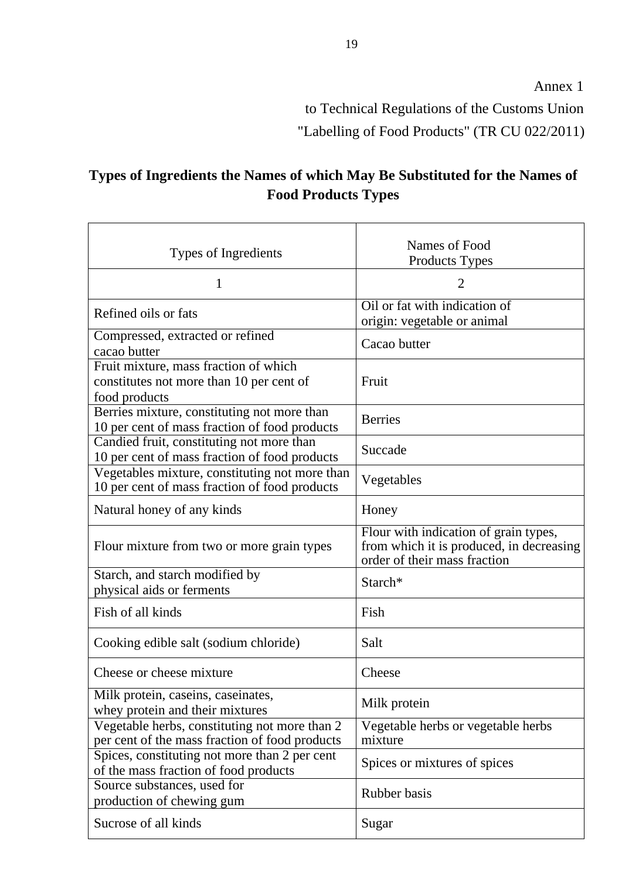Annex 1

to Technical Regulations of the Customs Union

"Labelling of Food Products" (TR CU 022/2011)

## Types of Ingredients the Names of which May Be Substituted for the Names of Food Products Types

| Types of Ingredients | Names of Food Products Types |
|---|---|
| 1 | 2 |
| Refined oils or fats | Oil or fat with indication of origin: vegetable or animal |
| Compressed, extracted or refined cacao butter | Cacao butter |
| Fruit mixture, mass fraction of which constitutes not more than 10 per cent of food products | Fruit |
| Berries mixture, constituting not more than 10 per cent of mass fraction of food products | Berries |
| Candied fruit, constituting not more than 10 per cent of mass fraction of food products | Succade |
| Vegetables mixture, constituting not more than 10 per cent of mass fraction of food products | Vegetables |
| Natural honey of any kinds | Honey |
| Flour mixture from two or more grain types | Flour with indication of grain types, from which it is produced, in decreasing order of their mass fraction |
| Starch, and starch modified by physical aids or ferments | Starch* |
| Fish of all kinds | Fish |
| Cooking edible salt (sodium chloride) | Salt |
| Cheese or cheese mixture | Cheese |
| Milk protein, caseins, caseinates, whey protein and their mixtures | Milk protein |
| Vegetable herbs, constituting not more than 2 per cent of the mass fraction of food products | Vegetable herbs or vegetable herbs mixture |
| Spices, constituting not more than 2 per cent of the mass fraction of food products | Spices or mixtures of spices |
| Source substances, used for production of chewing gum | Rubber basis |
| Sucrose of all kinds | Sugar |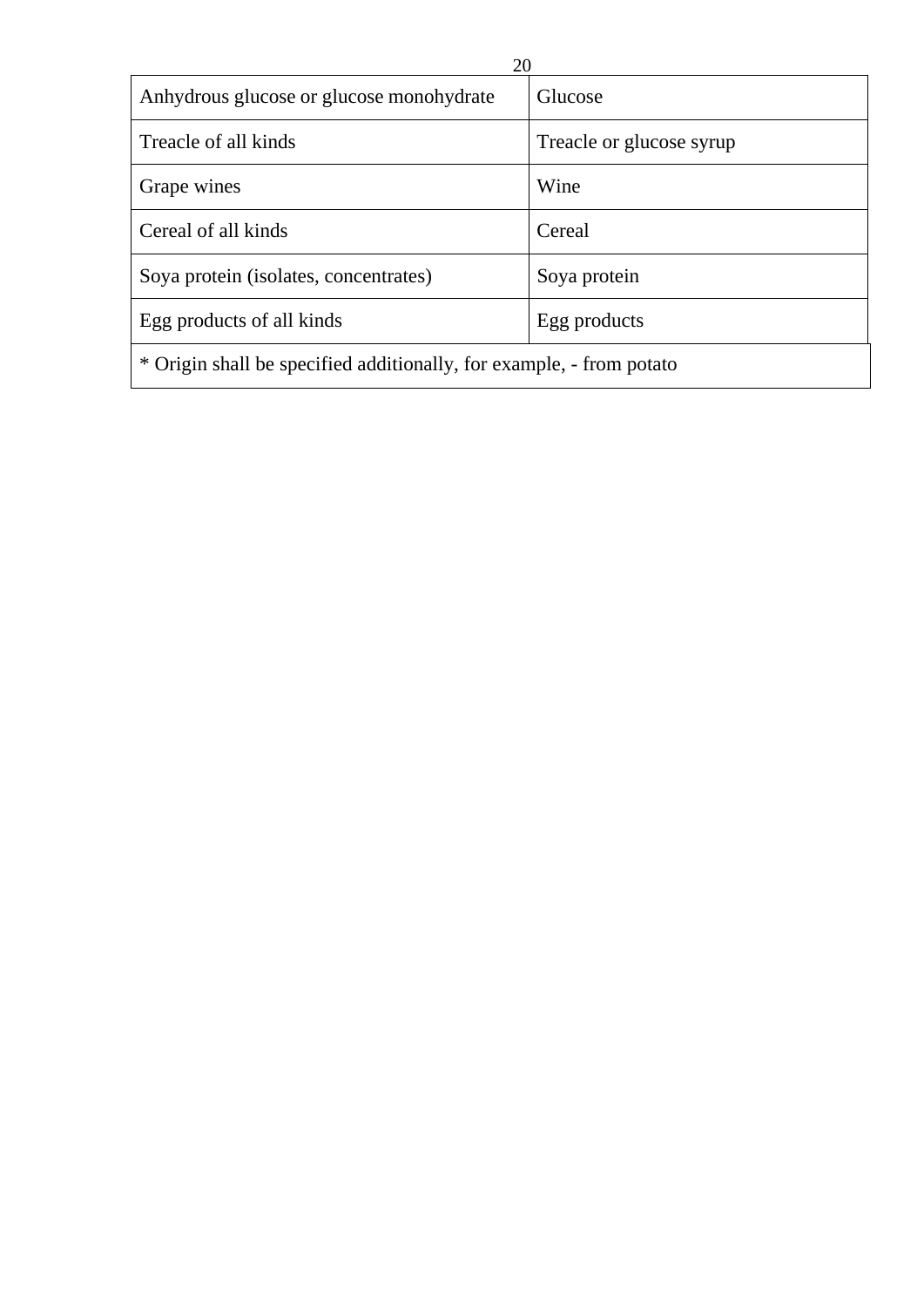| Anhydrous glucose or glucose monohydrate | Glucose |
|---|---|
| Treacle of all kinds | Treacle or glucose syrup |
| Grape wines | Wine |
| Cereal of all kinds | Cereal |
| Soya protein (isolates, concentrates) | Soya protein |
| Egg products of all kinds | Egg products |
| * Origin shall be specified additionally, for example, - from potato | |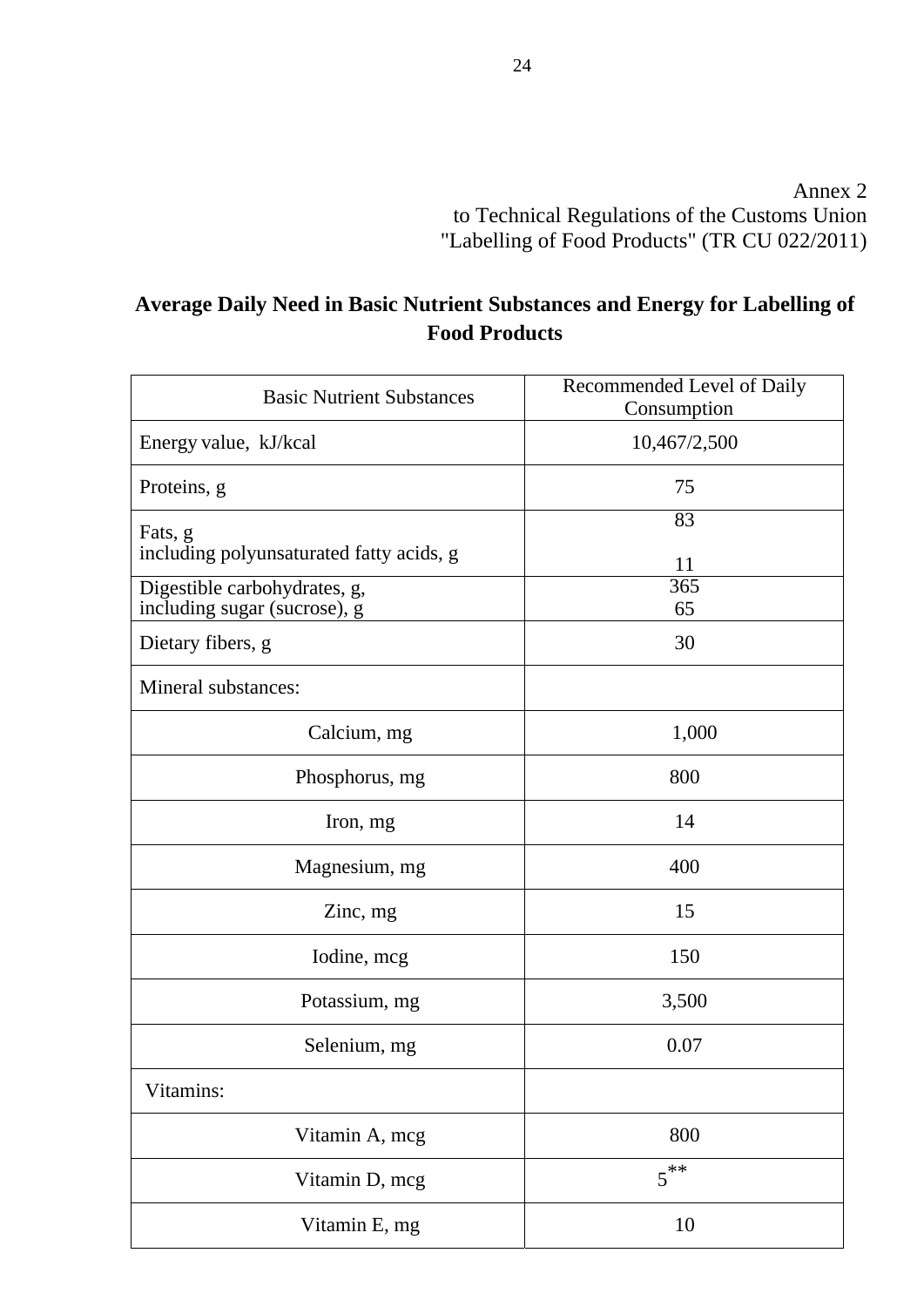Annex 2
to Technical Regulations of the Customs Union
"Labelling of Food Products" (TR CU 022/2011)

## Average Daily Need in Basic Nutrient Substances and Energy for Labelling of Food Products

| Basic Nutrient Substances | Recommended Level of Daily Consumption |
|---|---|
| Energy value, kJ/kcal | 10,467/2,500 |
| Proteins, g | 75 |
| Fats, g<br>including polyunsaturated fatty acids, g | 83<br>11 |
| Digestible carbohydrates, g,<br>including sugar (sucrose), g | 365<br>65 |
| Dietary fibers, g | 30 |
| Mineral substances: | |
| Calcium, mg | 1,000 |
| Phosphorus, mg | 800 |
| Iron, mg | 14 |
| Magnesium, mg | 400 |
| Zinc, mg | 15 |
| Iodine, mcg | 150 |
| Potassium, mg | 3,500 |
| Selenium, mg | 0.07 |
| Vitamins: | |
| Vitamin A, mcg | 800 |
| Vitamin D, mcg | 5** |
| Vitamin E, mg | 10 |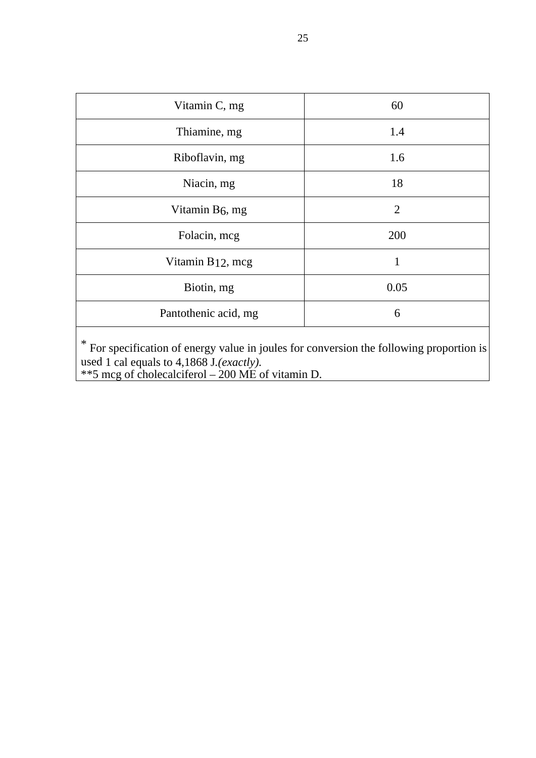| Vitamin C, mg | 60 |
|---|---|
| Thiamine, mg | 1.4 |
| Riboflavin, mg | 1.6 |
| Niacin, mg | 18 |
| Vitamin $B_6$, mg | 2 |
| Folacin, mcg | 200 |
| Vitamin $B_{12}$, mcg | 1 |
| Biotin, mg | 0.05 |
| Pantothenic acid, mg | 6 |

* For specification of energy value in joules for conversion the following proportion is used 1 cal equals to 4,1868 J.*(exactly)*.
**5 mcg of cholecalciferol – 200 ME of vitamin D.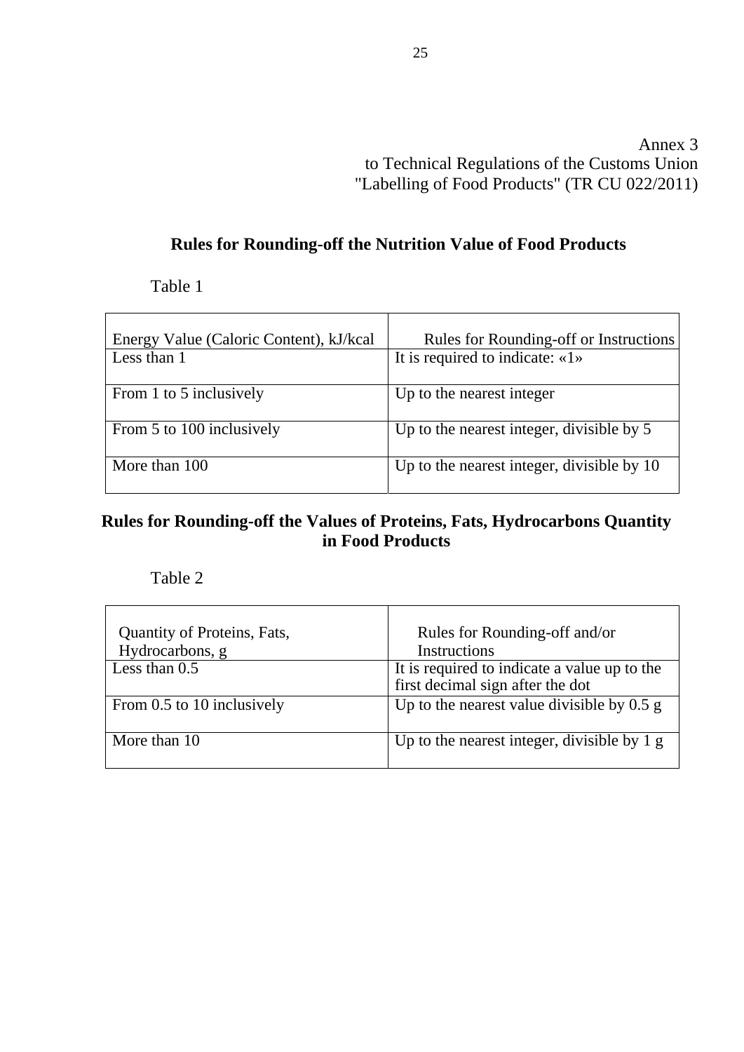Annex 3
to Technical Regulations of the Customs Union
"Labelling of Food Products" (TR CU 022/2011)

## Rules for Rounding-off the Nutrition Value of Food Products

Table 1

| Energy Value (Caloric Content), kJ/kcal | Rules for Rounding-off or Instructions |
|---|---|
| Less than 1 | It is required to indicate: «1» |
| From 1 to 5 inclusively | Up to the nearest integer |
| From 5 to 100 inclusively | Up to the nearest integer, divisible by 5 |
| More than 100 | Up to the nearest integer, divisible by 10 |

## Rules for Rounding-off the Values of Proteins, Fats, Hydrocarbons Quantity in Food Products

Table 2

| Quantity of Proteins, Fats, Hydrocarbons, g | Rules for Rounding-off and/or Instructions |
|---|---|
| Less than 0.5 | It is required to indicate a value up to the first decimal sign after the dot |
| From 0.5 to 10 inclusively | Up to the nearest value divisible by 0.5 g |
| More than 10 | Up to the nearest integer, divisible by 1 g |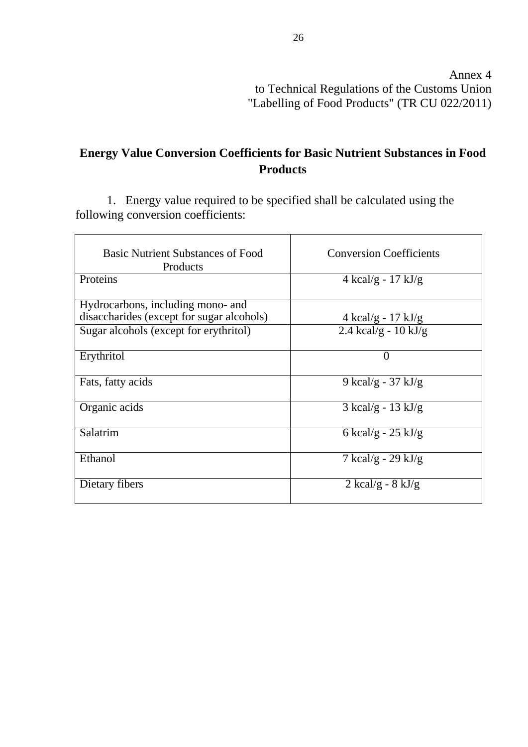Annex 4
to Technical Regulations of the Customs Union
"Labelling of Food Products" (TR CU 022/2011)

## Energy Value Conversion Coefficients for Basic Nutrient Substances in Food Products

1. Energy value required to be specified shall be calculated using the following conversion coefficients:

| Basic Nutrient Substances of Food Products | Conversion Coefficients |
|---|---|
| Proteins | 4 kcal/g - 17 kJ/g |
| Hydrocarbons, including mono- and disaccharides (except for sugar alcohols) | 4 kcal/g - 17 kJ/g |
| Sugar alcohols (except for erythritol) | 2.4 kcal/g - 10 kJ/g |
| Erythritol | 0 |
| Fats, fatty acids | 9 kcal/g - 37 kJ/g |
| Organic acids | 3 kcal/g - 13 kJ/g |
| Salatrim | 6 kcal/g - 25 kJ/g |
| Ethanol | 7 kcal/g - 29 kJ/g |
| Dietary fibers | 2 kcal/g - 8 kJ/g |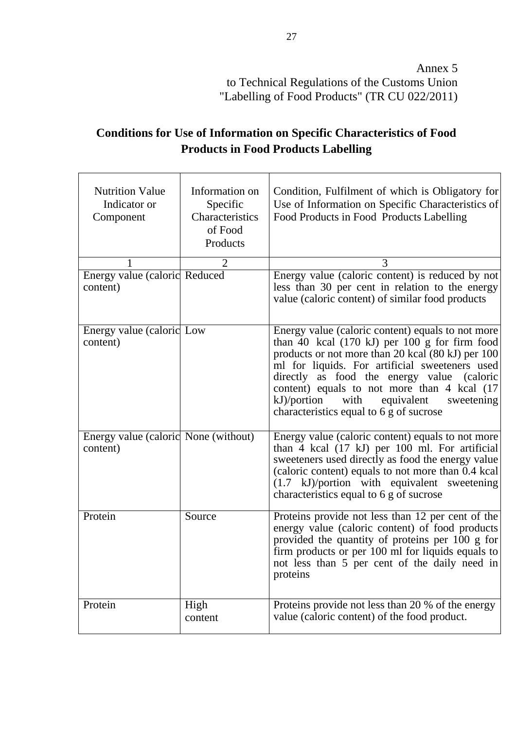Annex 5
to Technical Regulations of the Customs Union
"Labelling of Food Products" (TR CU 022/2011)

## Conditions for Use of Information on Specific Characteristics of Food Products in Food Products Labelling

| Nutrition Value Indicator or Component | Information on Specific Characteristics of Food Products | Condition, Fulfilment of which is Obligatory for Use of Information on Specific Characteristics of Food Products in Food Products Labelling |
|---|---|---|
| 1 | 2 | 3 |
| Energy value (caloric content) | Reduced | Energy value (caloric content) is reduced by not less than 30 per cent in relation to the energy value (caloric content) of similar food products |
| Energy value (caloric content) | Low | Energy value (caloric content) equals to not more than 40 kcal (170 kJ) per 100 g for firm food products or not more than 20 kcal (80 kJ) per 100 ml for liquids. For artificial sweeteners used directly as food the energy value (caloric content) equals to not more than 4 kcal (17 kJ)/portion with equivalent sweetening characteristics equal to 6 g of sucrose |
| Energy value (caloric content) | None (without) | Energy value (caloric content) equals to not more than 4 kcal (17 kJ) per 100 ml. For artificial sweeteners used directly as food the energy value (caloric content) equals to not more than 0.4 kcal (1.7 kJ)/portion with equivalent sweetening characteristics equal to 6 g of sucrose |
| Protein | Source | Proteins provide not less than 12 per cent of the energy value (caloric content) of food products provided the quantity of proteins per 100 g for firm products or per 100 ml for liquids equals to not less than 5 per cent of the daily need in proteins |
| Protein | High content | Proteins provide not less than 20 % of the energy value (caloric content) of the food product. |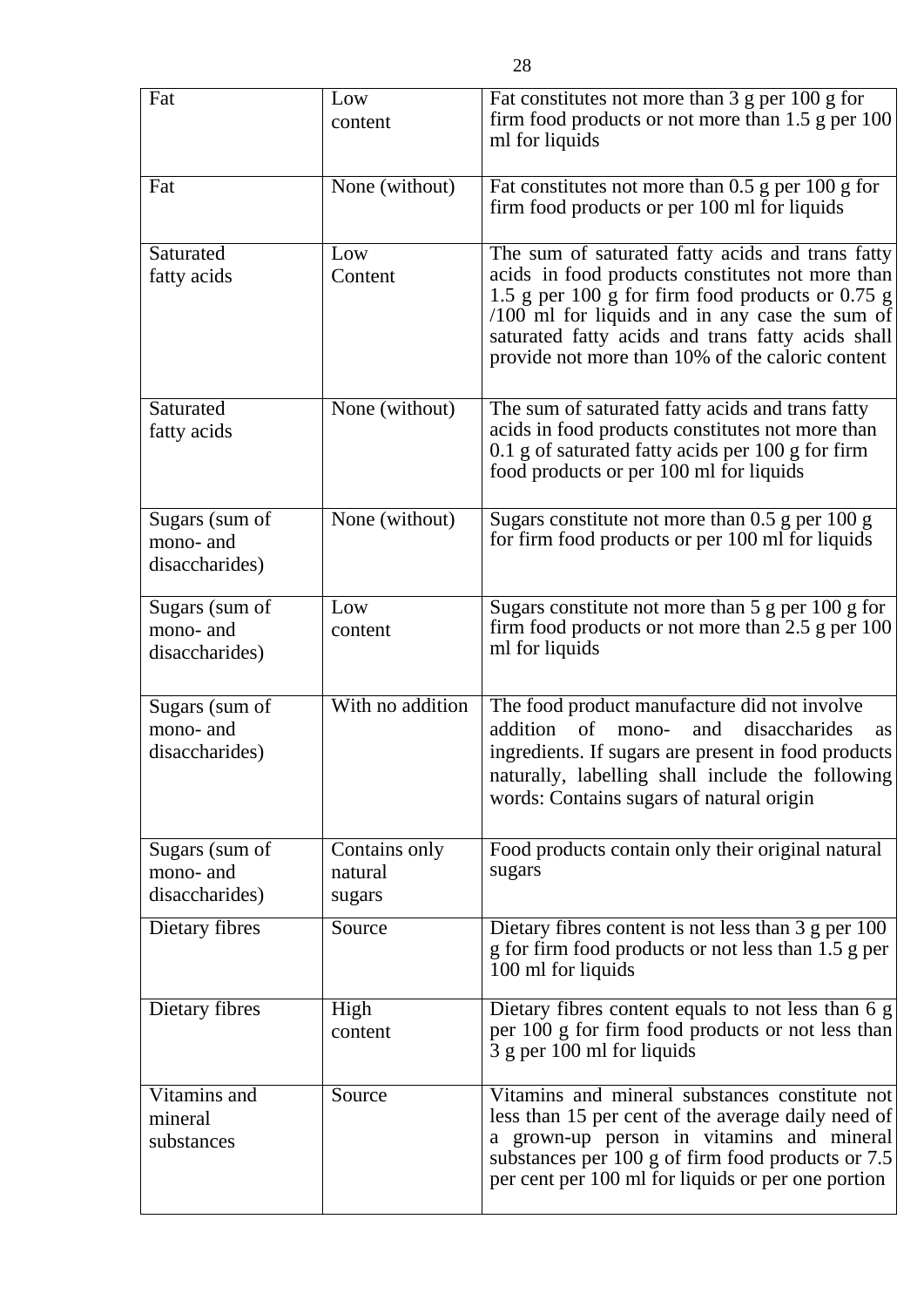| | | |
|---|---|---|
| Fat | Low content | Fat constitutes not more than 3 g per 100 g for firm food products or not more than 1.5 g per 100 ml for liquids |
| Fat | None (without) | Fat constitutes not more than 0.5 g per 100 g for firm food products or per 100 ml for liquids |
| Saturated fatty acids | Low Content | The sum of saturated fatty acids and trans fatty acids in food products constitutes not more than 1.5 g per 100 g for firm food products or 0.75 g /100 ml for liquids and in any case the sum of saturated fatty acids and trans fatty acids shall provide not more than 10% of the caloric content |
| Saturated fatty acids | None (without) | The sum of saturated fatty acids and trans fatty acids in food products constitutes not more than 0.1 g of saturated fatty acids per 100 g for firm food products or per 100 ml for liquids |
| Sugars (sum of mono- and disaccharides) | None (without) | Sugars constitute not more than 0.5 g per 100 g for firm food products or per 100 ml for liquids |
| Sugars (sum of mono- and disaccharides) | Low content | Sugars constitute not more than 5 g per 100 g for firm food products or not more than 2.5 g per 100 ml for liquids |
| Sugars (sum of mono- and disaccharides) | With no addition | The food product manufacture did not involve addition of mono- and disaccharides as ingredients. If sugars are present in food products naturally, labelling shall include the following words: Contains sugars of natural origin |
| Sugars (sum of mono- and disaccharides) | Contains only natural sugars | Food products contain only their original natural sugars |
| Dietary fibres | Source | Dietary fibres content is not less than 3 g per 100 g for firm food products or not less than 1.5 g per 100 ml for liquids |
| Dietary fibres | High content | Dietary fibres content equals to not less than 6 g per 100 g for firm food products or not less than 3 g per 100 ml for liquids |
| Vitamins and mineral substances | Source | Vitamins and mineral substances constitute not less than 15 per cent of the average daily need of a grown-up person in vitamins and mineral substances per 100 g of firm food products or 7.5 per cent per 100 ml for liquids or per one portion |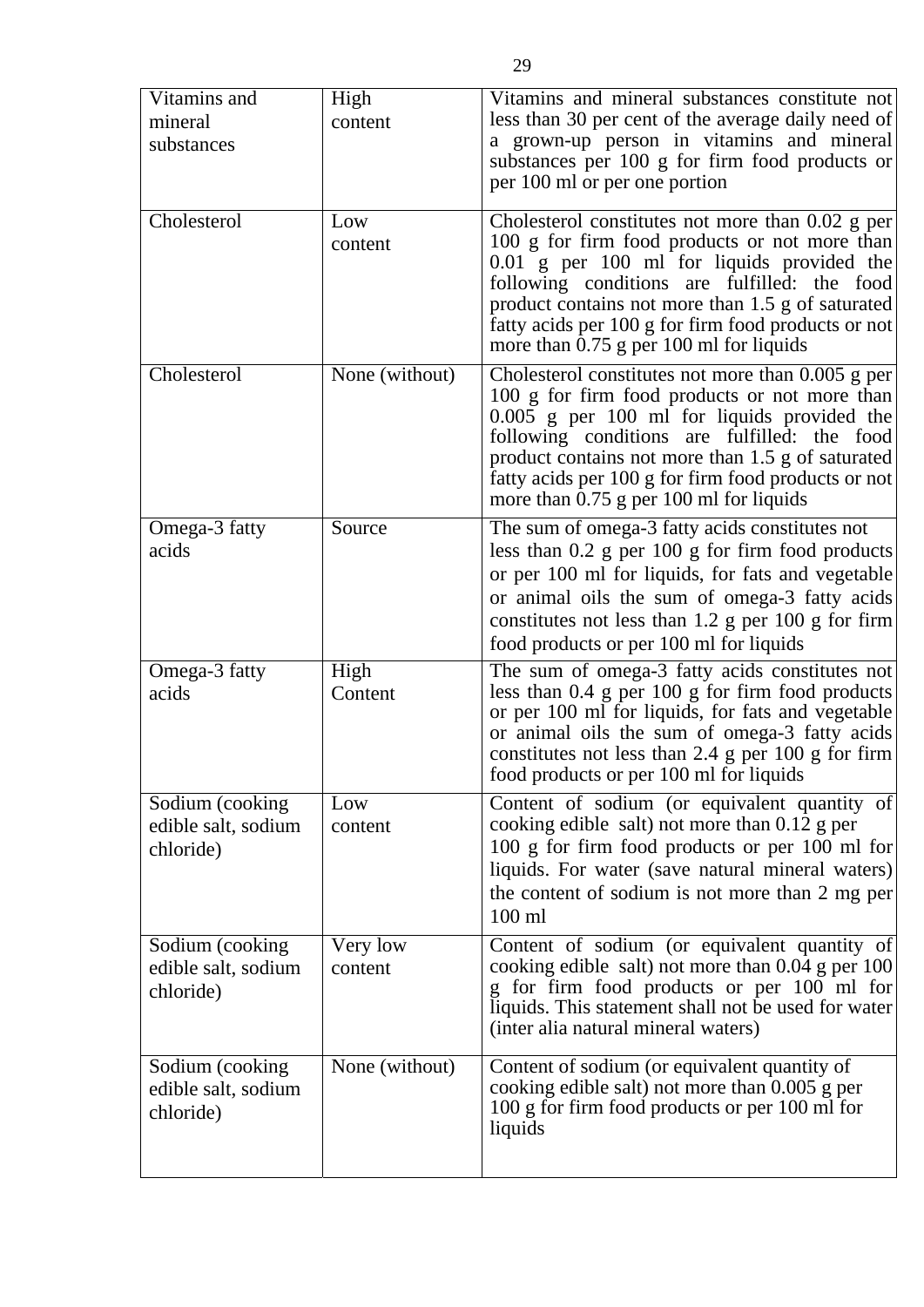| | | |
|---|---|---|
| Vitamins and mineral substances | High content | Vitamins and mineral substances constitute not less than 30 per cent of the average daily need of a grown-up person in vitamins and mineral substances per 100 g for firm food products or per 100 ml or per one portion |
| Cholesterol | Low content | Cholesterol constitutes not more than 0.02 g per 100 g for firm food products or not more than 0.01 g per 100 ml for liquids provided the following conditions are fulfilled: the food product contains not more than 1.5 g of saturated fatty acids per 100 g for firm food products or not more than 0.75 g per 100 ml for liquids |
| Cholesterol | None (without) | Cholesterol constitutes not more than 0.005 g per 100 g for firm food products or not more than 0.005 g per 100 ml for liquids provided the following conditions are fulfilled: the food product contains not more than 1.5 g of saturated fatty acids per 100 g for firm food products or not more than 0.75 g per 100 ml for liquids |
| Omega-3 fatty acids | Source | The sum of omega-3 fatty acids constitutes not less than 0.2 g per 100 g for firm food products or per 100 ml for liquids, for fats and vegetable or animal oils the sum of omega-3 fatty acids constitutes not less than 1.2 g per 100 g for firm food products or per 100 ml for liquids |
| Omega-3 fatty acids | High Content | The sum of omega-3 fatty acids constitutes not less than 0.4 g per 100 g for firm food products or per 100 ml for liquids, for fats and vegetable or animal oils the sum of omega-3 fatty acids constitutes not less than 2.4 g per 100 g for firm food products or per 100 ml for liquids |
| Sodium (cooking edible salt, sodium chloride) | Low content | Content of sodium (or equivalent quantity of cooking edible salt) not more than 0.12 g per 100 g for firm food products or per 100 ml for liquids. For water (save natural mineral waters) the content of sodium is not more than 2 mg per 100 ml |
| Sodium (cooking edible salt, sodium chloride) | Very low content | Content of sodium (or equivalent quantity of cooking edible salt) not more than 0.04 g per 100 g for firm food products or per 100 ml for liquids. This statement shall not be used for water (inter alia natural mineral waters) |
| Sodium (cooking edible salt, sodium chloride) | None (without) | Content of sodium (or equivalent quantity of cooking edible salt) not more than 0.005 g per 100 g for firm food products or per 100 ml for liquids |